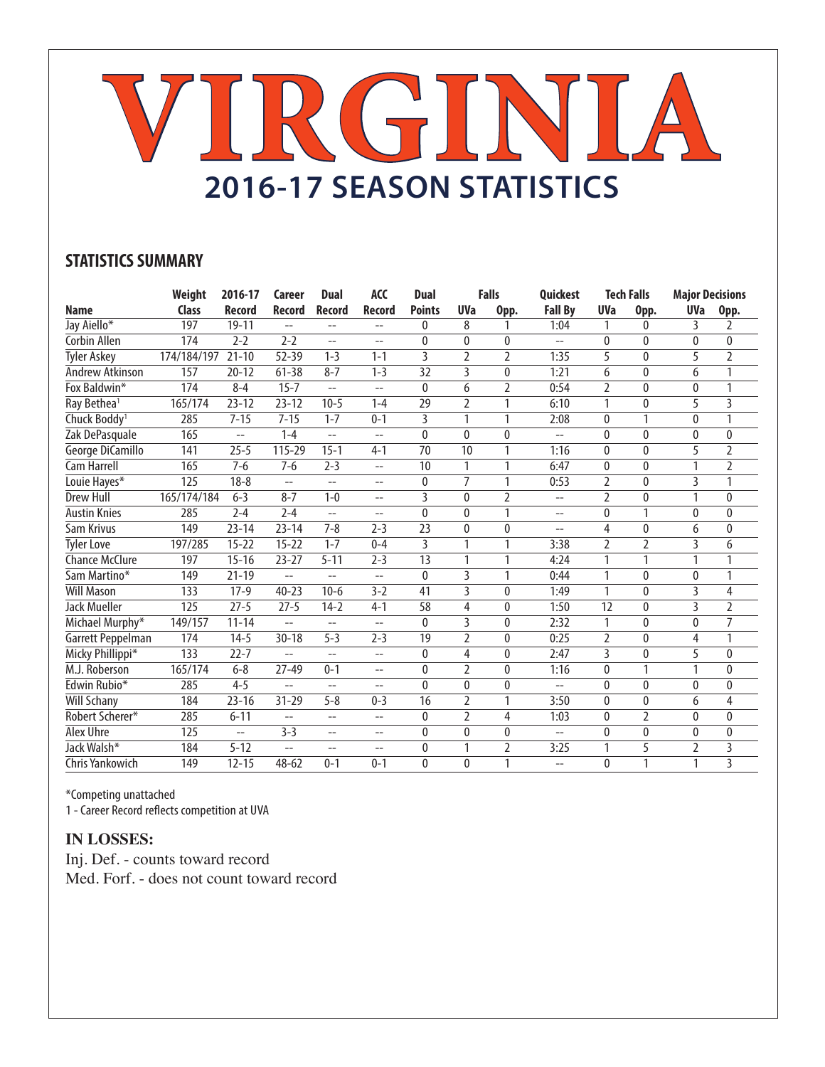# VIRGINIA

## 2016-17 SEASON STATISTICS

### STATISTICS SUMMARY

| Name | Weight Class | 2016-17 Record | Career Record | Dual Record | ACC Record | Dual Points | Falls | | Quickest Fall By | Tech Falls | | Major Decisions | |
|---|---|---|---|---|---|---|---|---|---|---|---|---|---|
| | | | | | | | UVa | Opp. | | UVa | Opp. | UVa | Opp. |
| Jay Aiello* | 197 | 19-11 | -- | -- | -- | 0 | 8 | 1 | 1:04 | 1 | 0 | 3 | 2 |
| Corbin Allen | 174 | 2-2 | 2-2 | -- | -- | 0 | 0 | 0 | -- | 0 | 0 | 0 | 0 |
| Tyler Askey | 174/184/197 | 21-10 | 52-39 | 1-3 | 1-1 | 3 | 2 | 2 | 1:35 | 5 | 0 | 5 | 2 |
| Andrew Atkinson | 157 | 20-12 | 61-38 | 8-7 | 1-3 | 32 | 3 | 0 | 1:21 | 6 | 0 | 6 | 1 |
| Fox Baldwin* | 174 | 8-4 | 15-7 | -- | -- | 0 | 6 | 2 | 0:54 | 2 | 0 | 0 | 1 |
| Ray Bethea[1] | 165/174 | 23-12 | 23-12 | 10-5 | 1-4 | 29 | 2 | 1 | 6:10 | 1 | 0 | 5 | 3 |
| Chuck Boddy[1] | 285 | 7-15 | 7-15 | 1-7 | 0-1 | 3 | 1 | 1 | 2:08 | 0 | 1 | 0 | 1 |
| Zak DePasquale | 165 | -- | 1-4 | -- | -- | 0 | 0 | 0 | -- | 0 | 0 | 0 | 0 |
| George DiCamillo | 141 | 25-5 | 115-29 | 15-1 | 4-1 | 70 | 10 | 1 | 1:16 | 0 | 0 | 5 | 2 |
| Cam Harrell | 165 | 7-6 | 7-6 | 2-3 | -- | 10 | 1 | 1 | 6:47 | 0 | 0 | 1 | 2 |
| Louie Hayes* | 125 | 18-8 | -- | -- | -- | 0 | 7 | 1 | 0:53 | 2 | 0 | 3 | 1 |
| Drew Hull | 165/174/184 | 6-3 | 8-7 | 1-0 | -- | 3 | 0 | 2 | -- | 2 | 0 | 1 | 0 |
| Austin Knies | 285 | 2-4 | 2-4 | -- | -- | 0 | 0 | 1 | -- | 0 | 1 | 0 | 0 |
| Sam Krivus | 149 | 23-14 | 23-14 | 7-8 | 2-3 | 23 | 0 | 0 | -- | 4 | 0 | 6 | 0 |
| Tyler Love | 197/285 | 15-22 | 15-22 | 1-7 | 0-4 | 3 | 1 | 1 | 3:38 | 2 | 2 | 3 | 6 |
| Chance McClure | 197 | 15-16 | 23-27 | 5-11 | 2-3 | 13 | 1 | 1 | 4:24 | 1 | 1 | 1 | 1 |
| Sam Martino* | 149 | 21-19 | -- | -- | -- | 0 | 3 | 1 | 0:44 | 1 | 0 | 0 | 1 |
| Will Mason | 133 | 17-9 | 40-23 | 10-6 | 3-2 | 41 | 3 | 0 | 1:49 | 1 | 0 | 3 | 4 |
| Jack Mueller | 125 | 27-5 | 27-5 | 14-2 | 4-1 | 58 | 4 | 0 | 1:50 | 12 | 0 | 3 | 2 |
| Michael Murphy* | 149/157 | 11-14 | -- | -- | -- | 0 | 3 | 0 | 2:32 | 1 | 0 | 0 | 7 |
| Garrett Peppelman | 174 | 14-5 | 30-18 | 5-3 | 2-3 | 19 | 2 | 0 | 0:25 | 2 | 0 | 4 | 1 |
| Micky Phillippi* | 133 | 22-7 | -- | -- | -- | 0 | 4 | 0 | 2:47 | 3 | 0 | 5 | 0 |
| M.J. Roberson | 165/174 | 6-8 | 27-49 | 0-1 | -- | 0 | 2 | 0 | 1:16 | 0 | 1 | 1 | 0 |
| Edwin Rubio* | 285 | 4-5 | -- | -- | -- | 0 | 0 | 0 | -- | 0 | 0 | 0 | 0 |
| Will Schany | 184 | 23-16 | 31-29 | 5-8 | 0-3 | 16 | 2 | 1 | 3:50 | 0 | 0 | 6 | 4 |
| Robert Scherer* | 285 | 6-11 | -- | -- | -- | 0 | 2 | 4 | 1:03 | 0 | 2 | 0 | 0 |
| Alex Uhre | 125 | -- | 3-3 | -- | -- | 0 | 0 | 0 | -- | 0 | 0 | 0 | 0 |
| Jack Walsh* | 184 | 5-12 | -- | -- | -- | 0 | 1 | 2 | 3:25 | 1 | 5 | 2 | 3 |
| Chris Yankowich | 149 | 12-15 | 48-62 | 0-1 | 0-1 | 0 | 0 | 1 | -- | 0 | 1 | 1 | 3 |

*Competing unattached

1 - Career Record reflects competition at UVA

### IN LOSSES:

Inj. Def. - counts toward record

Med. Forf. - does not count toward record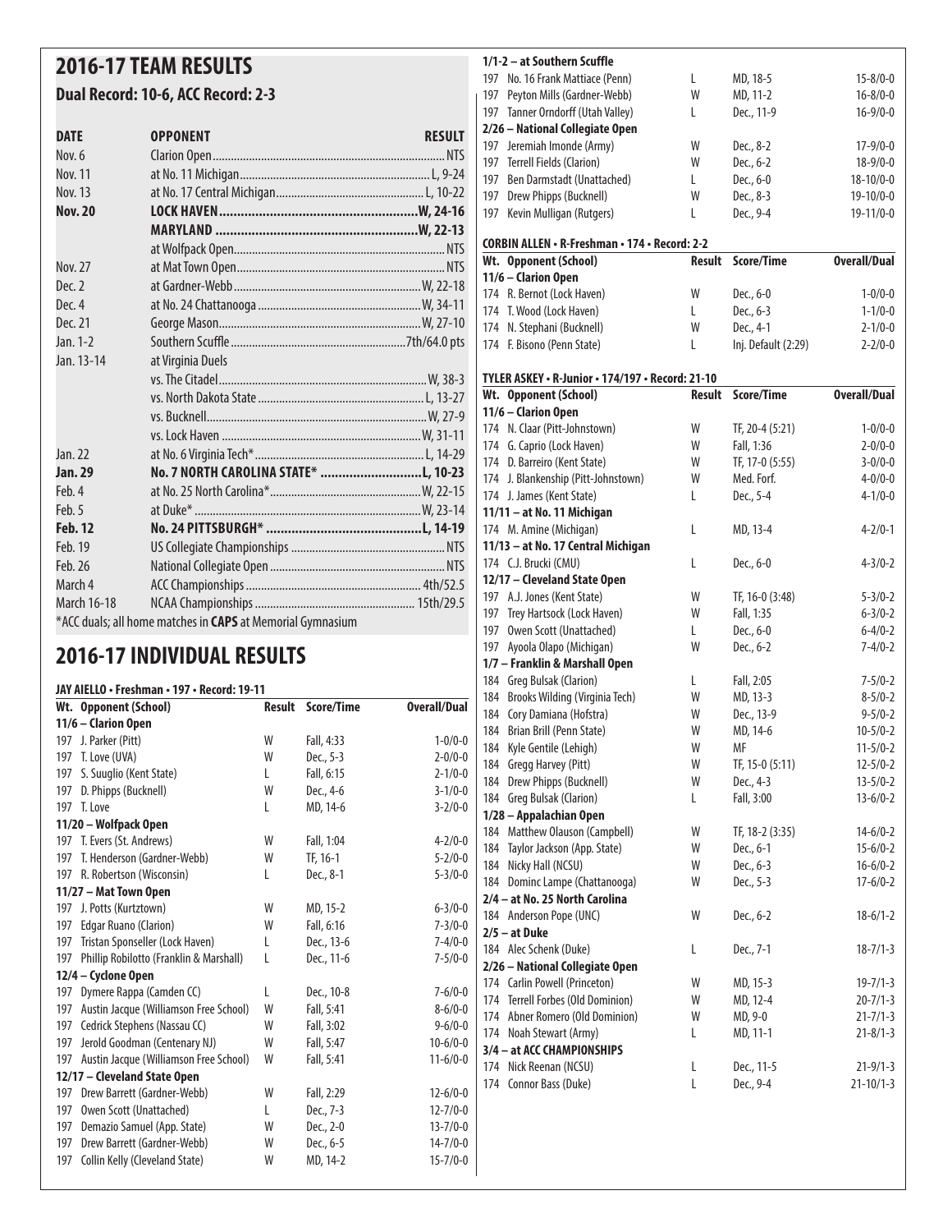## 2016-17 TEAM RESULTS

### Dual Record: 10-6, ACC Record: 2-3

| DATE | OPPONENT | RESULT |
|---|---|---|
| Nov. 6 | Clarion Open | NTS |
| Nov. 11 | at No. 11 Michigan | L, 9-24 |
| Nov. 13 | at No. 17 Central Michigan | L, 10-22 |
| **Nov. 20** | **LOCK HAVEN** | **W, 24-16** |
| | **MARYLAND** | **W, 22-13** |
| | at Wolfpack Open | NTS |
| Nov. 27 | at Mat Town Open | NTS |
| Dec. 2 | at Gardner-Webb | W, 22-18 |
| Dec. 4 | at No. 24 Chattanooga | W, 34-11 |
| Dec. 21 | George Mason | W, 27-10 |
| Jan. 1-2 | Southern Scuffle | 7th/64.0 pts |
| Jan. 13-14 | at Virginia Duels | |
| | vs. The Citadel | W, 38-3 |
| | vs. North Dakota State | L, 13-27 |
| | vs. Bucknell | W, 27-9 |
| | vs. Lock Haven | W, 31-11 |
| Jan. 22 | at No. 6 Virginia Tech* | L, 14-29 |
| **Jan. 29** | **No. 7 NORTH CAROLINA STATE*** | **L, 10-23** |
| Feb. 4 | at No. 25 North Carolina* | W, 22-15 |
| Feb. 5 | at Duke* | W, 23-14 |
| **Feb. 12** | **No. 24 PITTSBURGH*** | **L, 14-19** |
| Feb. 19 | US Collegiate Championships | NTS |
| Feb. 26 | National Collegiate Open | NTS |
| March 4 | ACC Championships | 4th/52.5 |
| March 16-18 | NCAA Championships | 15th/29.5 |

*ACC duals; all home matches in **CAPS** at Memorial Gymnasium

## 2016-17 INDIVIDUAL RESULTS

### JAY AIELLO • Freshman • 197 • Record: 19-11

| Wt. | Opponent (School) | Result | Score/Time | Overall/Dual |
|---|---|---|---|---|
| | **11/6 – Clarion Open** | | | |
| 197 | J. Parker (Pitt) | W | Fall, 4:33 | 1-0/0-0 |
| 197 | T. Love (UVA) | W | Dec., 5-3 | 2-0/0-0 |
| 197 | S. Suuglio (Kent State) | L | Fall, 6:15 | 2-1/0-0 |
| 197 | D. Phipps (Bucknell) | W | Dec., 4-6 | 3-1/0-0 |
| 197 | T. Love | L | MD, 14-6 | 3-2/0-0 |
| | **11/20 – Wolfpack Open** | | | |
| 197 | T. Evers (St. Andrews) | W | Fall, 1:04 | 4-2/0-0 |
| 197 | T. Henderson (Gardner-Webb) | W | TF, 16-1 | 5-2/0-0 |
| 197 | R. Robertson (Wisconsin) | L | Dec., 8-1 | 5-3/0-0 |
| | **11/27 – Mat Town Open** | | | |
| 197 | J. Potts (Kurtztown) | W | MD, 15-2 | 6-3/0-0 |
| 197 | Edgar Ruano (Clarion) | W | Fall, 6:16 | 7-3/0-0 |
| 197 | Tristan Sponseller (Lock Haven) | L | Dec., 13-6 | 7-4/0-0 |
| 197 | Phillip Robilotto (Franklin & Marshall) | L | Dec., 11-6 | 7-5/0-0 |
| | **12/4 – Cyclone Open** | | | |
| 197 | Dymere Rappa (Camden CC) | L | Dec., 10-8 | 7-6/0-0 |
| 197 | Austin Jacque (Williamson Free School) | W | Fall, 5:41 | 8-6/0-0 |
| 197 | Cedrick Stephens (Nassau CC) | W | Fall, 3:02 | 9-6/0-0 |
| 197 | Jerold Goodman (Centenary NJ) | W | Fall, 5:47 | 10-6/0-0 |
| 197 | Austin Jacque (Williamson Free School) | W | Fall, 5:41 | 11-6/0-0 |
| | **12/17 – Cleveland State Open** | | | |
| 197 | Drew Barrett (Gardner-Webb) | W | Fall, 2:29 | 12-6/0-0 |
| 197 | Owen Scott (Unattached) | L | Dec., 7-3 | 12-7/0-0 |
| 197 | Demazio Samuel (App. State) | W | Dec., 2-0 | 13-7/0-0 |
| 197 | Drew Barrett (Gardner-Webb) | W | Dec., 6-5 | 14-7/0-0 |
| 197 | Collin Kelly (Cleveland State) | W | MD, 14-2 | 15-7/0-0 |
| | **1/1-2 – at Southern Scuffle** | | | |
| 197 | No. 16 Frank Mattiace (Penn) | L | MD, 18-5 | 15-8/0-0 |
| 197 | Peyton Mills (Gardner-Webb) | W | MD, 11-2 | 16-8/0-0 |
| 197 | Tanner Orndorff (Utah Valley) | L | Dec., 11-9 | 16-9/0-0 |
| | **2/26 – National Collegiate Open** | | | |
| 197 | Jeremiah Imonde (Army) | W | Dec., 8-2 | 17-9/0-0 |
| 197 | Terrell Fields (Clarion) | W | Dec., 6-2 | 18-9/0-0 |
| 197 | Ben Darmstadt (Unattached) | L | Dec., 6-0 | 18-10/0-0 |
| 197 | Drew Phipps (Bucknell) | W | Dec., 8-3 | 19-10/0-0 |
| 197 | Kevin Mulligan (Rutgers) | L | Dec., 9-4 | 19-11/0-0 |

### CORBIN ALLEN • R-Freshman • 174 • Record: 2-2

| Wt. | Opponent (School) | Result | Score/Time | Overall/Dual |
|---|---|---|---|---|
| | **11/6 – Clarion Open** | | | |
| 174 | R. Bernot (Lock Haven) | W | Dec., 6-0 | 1-0/0-0 |
| 174 | T. Wood (Lock Haven) | L | Dec., 6-3 | 1-1/0-0 |
| 174 | N. Stephani (Bucknell) | W | Dec., 4-1 | 2-1/0-0 |
| 174 | F. Bisono (Penn State) | L | Inj. Default (2:29) | 2-2/0-0 |

### TYLER ASKEY • R-Junior • 174/197 • Record: 21-10

| Wt. | Opponent (School) | Result | Score/Time | Overall/Dual |
|---|---|---|---|---|
| | **11/6 – Clarion Open** | | | |
| 174 | N. Claar (Pitt-Johnstown) | W | TF, 20-4 (5:21) | 1-0/0-0 |
| 174 | G. Caprio (Lock Haven) | W | Fall, 1:36 | 2-0/0-0 |
| 174 | D. Barreiro (Kent State) | W | TF, 17-0 (5:55) | 3-0/0-0 |
| 174 | J. Blankenship (Pitt-Johnstown) | W | Med. Forf. | 4-0/0-0 |
| 174 | J. James (Kent State) | L | Dec., 5-4 | 4-1/0-0 |
| | **11/11 – at No. 11 Michigan** | | | |
| 174 | M. Amine (Michigan) | L | MD, 13-4 | 4-2/0-1 |
| | **11/13 – at No. 17 Central Michigan** | | | |
| 174 | C.J. Brucki (CMU) | L | Dec., 6-0 | 4-3/0-2 |
| | **12/17 – Cleveland State Open** | | | |
| 197 | A.J. Jones (Kent State) | W | TF, 16-0 (3:48) | 5-3/0-2 |
| 197 | Trey Hartsock (Lock Haven) | W | Fall, 1:35 | 6-3/0-2 |
| 197 | Owen Scott (Unattached) | L | Dec., 6-0 | 6-4/0-2 |
| 197 | Ayoola Olapo (Michigan) | W | Dec., 6-2 | 7-4/0-2 |
| | **1/7 – Franklin & Marshall Open** | | | |
| 184 | Greg Bulsak (Clarion) | L | Fall, 2:05 | 7-5/0-2 |
| 184 | Brooks Wilding (Virginia Tech) | W | MD, 13-3 | 8-5/0-2 |
| 184 | Cory Damiana (Hofstra) | W | Dec., 13-9 | 9-5/0-2 |
| 184 | Brian Brill (Penn State) | W | MD, 14-6 | 10-5/0-2 |
| 184 | Kyle Gentile (Lehigh) | W | MF | 11-5/0-2 |
| 184 | Gregg Harvey (Pitt) | W | TF, 15-0 (5:11) | 12-5/0-2 |
| 184 | Drew Phipps (Bucknell) | W | Dec., 4-3 | 13-5/0-2 |
| 184 | Greg Bulsak (Clarion) | L | Fall, 3:00 | 13-6/0-2 |
| | **1/28 – Appalachian Open** | | | |
| 184 | Matthew Olauson (Campbell) | W | TF, 18-2 (3:35) | 14-6/0-2 |
| 184 | Taylor Jackson (App. State) | W | Dec., 6-1 | 15-6/0-2 |
| 184 | Nicky Hall (NCSU) | W | Dec., 6-3 | 16-6/0-2 |
| 184 | Dominc Lampe (Chattanooga) | W | Dec., 5-3 | 17-6/0-2 |
| | **2/4 – at No. 25 North Carolina** | | | |
| 184 | Anderson Pope (UNC) | W | Dec., 6-2 | 18-6/1-2 |
| | **2/5 – at Duke** | | | |
| 184 | Alec Schenk (Duke) | L | Dec., 7-1 | 18-7/1-3 |
| | **2/26 – National Collegiate Open** | | | |
| 174 | Carlin Powell (Princeton) | W | MD, 15-3 | 19-7/1-3 |
| 174 | Terrell Forbes (Old Dominion) | W | MD, 12-4 | 20-7/1-3 |
| 174 | Abner Romero (Old Dominion) | W | MD, 9-0 | 21-7/1-3 |
| 174 | Noah Stewart (Army) | L | MD, 11-1 | 21-8/1-3 |
| | **3/4 – at ACC CHAMPIONSHIPS** | | | |
| 174 | Nick Reenan (NCSU) | L | Dec., 11-5 | 21-9/1-3 |
| 174 | Connor Bass (Duke) | L | Dec., 9-4 | 21-10/1-3 |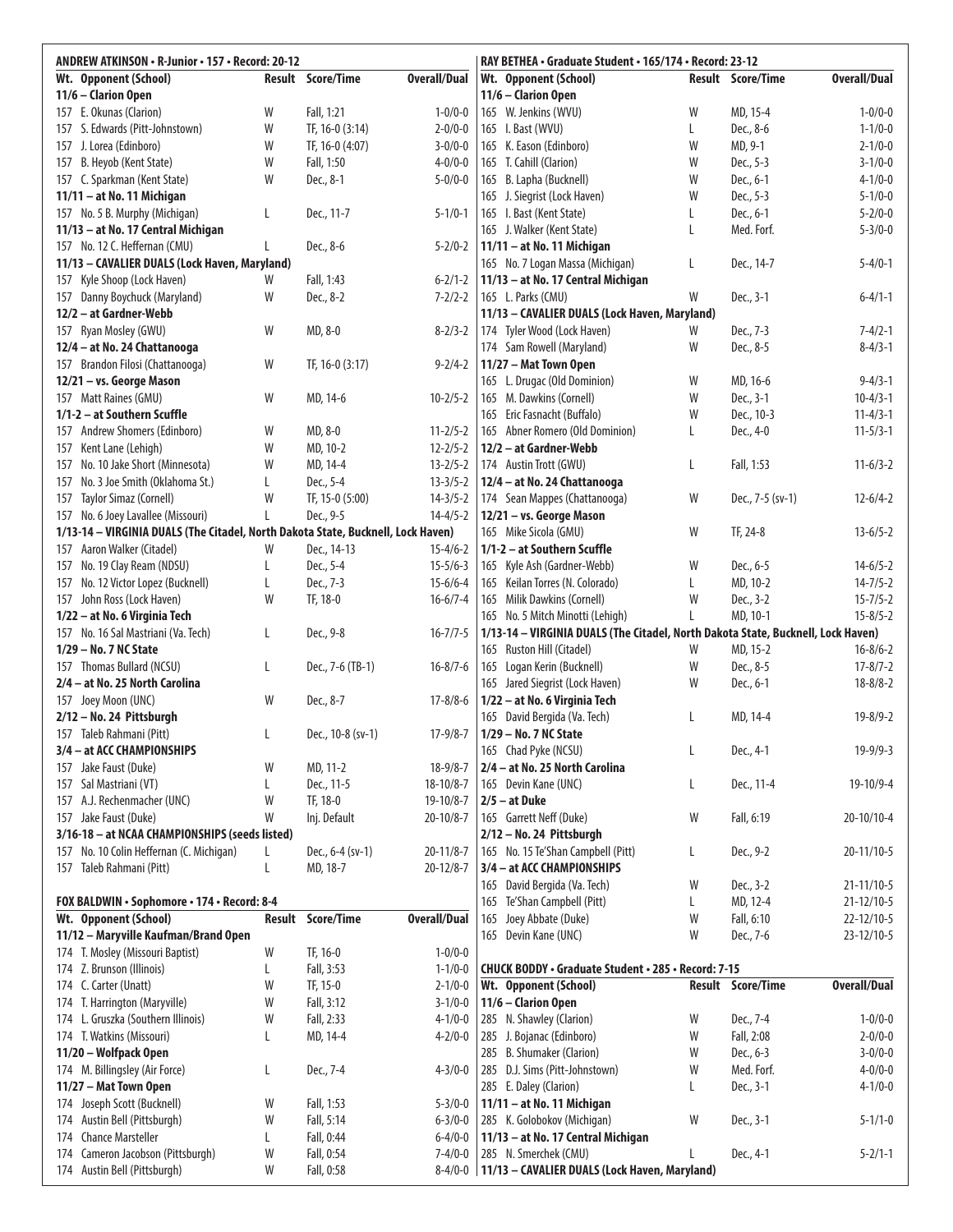## ANDREW ATKINSON • R-Junior • 157 • Record: 20-12

| Wt. | Opponent (School) | Result | Score/Time | Overall/Dual |
|---|---|---|---|---|
| **11/6 – Clarion Open** | | | | |
| 157 | E. Okunas (Clarion) | W | Fall, 1:21 | 1-0/0-0 |
| 157 | S. Edwards (Pitt-Johnstown) | W | TF, 16-0 (3:14) | 2-0/0-0 |
| 157 | J. Lorea (Edinboro) | W | TF, 16-0 (4:07) | 3-0/0-0 |
| 157 | B. Heyob (Kent State) | W | Fall, 1:50 | 4-0/0-0 |
| 157 | C. Sparkman (Kent State) | W | Dec., 8-1 | 5-0/0-0 |
| **11/11 – at No. 11 Michigan** | | | | |
| 157 | No. 5 B. Murphy (Michigan) | L | Dec., 11-7 | 5-1/0-1 |
| **11/13 – at No. 17 Central Michigan** | | | | |
| 157 | No. 12 C. Heffernan (CMU) | L | Dec., 8-6 | 5-2/0-2 |
| **11/13 – CAVALIER DUALS (Lock Haven, Maryland)** | | | | |
| 157 | Kyle Shoop (Lock Haven) | W | Fall, 1:43 | 6-2/1-2 |
| 157 | Danny Boychuck (Maryland) | W | Dec., 8-2 | 7-2/2-2 |
| **12/2 – at Gardner-Webb** | | | | |
| 157 | Ryan Mosley (GWU) | W | MD, 8-0 | 8-2/3-2 |
| **12/4 – at No. 24 Chattanooga** | | | | |
| 157 | Brandon Filosi (Chattanooga) | W | TF, 16-0 (3:17) | 9-2/4-2 |
| **12/21 – vs. George Mason** | | | | |
| 157 | Matt Raines (GMU) | W | MD, 14-6 | 10-2/5-2 |
| **1/1-2 – at Southern Scuffle** | | | | |
| 157 | Andrew Shomers (Edinboro) | W | MD, 8-0 | 11-2/5-2 |
| 157 | Kent Lane (Lehigh) | W | MD, 10-2 | 12-2/5-2 |
| 157 | No. 10 Jake Short (Minnesota) | W | MD, 14-4 | 13-2/5-2 |
| 157 | No. 3 Joe Smith (Oklahoma St.) | L | Dec., 5-4 | 13-3/5-2 |
| 157 | Taylor Simaz (Cornell) | W | TF, 15-0 (5:00) | 14-3/5-2 |
| 157 | No. 6 Joey Lavallee (Missouri) | L | Dec., 9-5 | 14-4/5-2 |
| **1/13-14 – VIRGINIA DUALS (The Citadel, North Dakota State, Bucknell, Lock Haven)** | | | | |
| 157 | Aaron Walker (Citadel) | W | Dec., 14-13 | 15-4/6-2 |
| 157 | No. 19 Clay Ream (NDSU) | L | Dec., 5-4 | 15-5/6-3 |
| 157 | No. 12 Victor Lopez (Bucknell) | L | Dec., 7-3 | 15-6/6-4 |
| 157 | John Ross (Lock Haven) | W | TF, 18-0 | 16-6/7-4 |
| **1/22 – at No. 6 Virginia Tech** | | | | |
| 157 | No. 16 Sal Mastriani (Va. Tech) | L | Dec., 9-8 | 16-7/7-5 |
| **1/29 – No. 7 NC State** | | | | |
| 157 | Thomas Bullard (NCSU) | L | Dec., 7-6 (TB-1) | 16-8/7-6 |
| **2/4 – at No. 25 North Carolina** | | | | |
| 157 | Joey Moon (UNC) | W | Dec., 8-7 | 17-8/8-6 |
| **2/12 – No. 24 Pittsburgh** | | | | |
| 157 | Taleb Rahmani (Pitt) | L | Dec., 10-8 (sv-1) | 17-9/8-7 |
| **3/4 – at ACC CHAMPIONSHIPS** | | | | |
| 157 | Jake Faust (Duke) | W | MD, 11-2 | 18-9/8-7 |
| 157 | Sal Mastriani (VT) | L | Dec., 11-5 | 18-10/8-7 |
| 157 | A.J. Rechenmacher (UNC) | W | TF, 18-0 | 19-10/8-7 |
| 157 | Jake Faust (Duke) | W | Inj. Default | 20-10/8-7 |
| **3/16-18 – at NCAA CHAMPIONSHIPS (seeds listed)** | | | | |
| 157 | No. 10 Colin Heffernan (C. Michigan) | L | Dec., 6-4 (sv-1) | 20-11/8-7 |
| 157 | Taleb Rahmani (Pitt) | L | MD, 18-7 | 20-12/8-7 |

## FOX BALDWIN • Sophomore • 174 • Record: 8-4

| Wt. | Opponent (School) | Result | Score/Time | Overall/Dual |
|---|---|---|---|---|
| **11/12 – Maryville Kaufman/Brand Open** | | | | |
| 174 | T. Mosley (Missouri Baptist) | W | TF, 16-0 | 1-0/0-0 |
| 174 | Z. Brunson (Illinois) | L | Fall, 3:53 | 1-1/0-0 |
| 174 | C. Carter (Unatt) | W | TF, 15-0 | 2-1/0-0 |
| 174 | T. Harrington (Maryville) | W | Fall, 3:12 | 3-1/0-0 |
| 174 | L. Gruszka (Southern Illinois) | W | Fall, 2:33 | 4-1/0-0 |
| 174 | T. Watkins (Missouri) | L | MD, 14-4 | 4-2/0-0 |
| **11/20 – Wolfpack Open** | | | | |
| 174 | M. Billingsley (Air Force) | L | Dec., 7-4 | 4-3/0-0 |
| **11/27 – Mat Town Open** | | | | |
| 174 | Joseph Scott (Bucknell) | W | Fall, 1:53 | 5-3/0-0 |
| 174 | Austin Bell (Pittsburgh) | W | Fall, 5:14 | 6-3/0-0 |
| 174 | Chance Marsteller | L | Fall, 0:44 | 6-4/0-0 |
| 174 | Cameron Jacobson (Pittsburgh) | W | Fall, 0:54 | 7-4/0-0 |
| 174 | Austin Bell (Pittsburgh) | W | Fall, 0:58 | 8-4/0-0 |

## RAY BETHEA • Graduate Student • 165/174 • Record: 23-12

| Wt. | Opponent (School) | Result | Score/Time | Overall/Dual |
|---|---|---|---|---|
| **11/6 – Clarion Open** | | | | |
| 165 | W. Jenkins (WVU) | W | MD, 15-4 | 1-0/0-0 |
| 165 | I. Bast (WVU) | L | Dec., 8-6 | 1-1/0-0 |
| 165 | K. Eason (Edinboro) | W | MD, 9-1 | 2-1/0-0 |
| 165 | T. Cahill (Clarion) | W | Dec., 5-3 | 3-1/0-0 |
| 165 | B. Lapha (Bucknell) | W | Dec., 6-1 | 4-1/0-0 |
| 165 | J. Siegrist (Lock Haven) | W | Dec., 5-3 | 5-1/0-0 |
| 165 | I. Bast (Kent State) | L | Dec., 6-1 | 5-2/0-0 |
| 165 | J. Walker (Kent State) | L | Med. Forf. | 5-3/0-0 |
| **11/11 – at No. 11 Michigan** | | | | |
| 165 | No. 7 Logan Massa (Michigan) | L | Dec., 14-7 | 5-4/0-1 |
| **11/13 – at No. 17 Central Michigan** | | | | |
| 165 | L. Parks (CMU) | W | Dec., 3-1 | 6-4/1-1 |
| **11/13 – CAVALIER DUALS (Lock Haven, Maryland)** | | | | |
| 174 | Tyler Wood (Lock Haven) | W | Dec., 7-3 | 7-4/2-1 |
| 174 | Sam Rowell (Maryland) | W | Dec., 8-5 | 8-4/3-1 |
| **11/27 – Mat Town Open** | | | | |
| 165 | L. Drugac (Old Dominion) | W | MD, 16-6 | 9-4/3-1 |
| 165 | M. Dawkins (Cornell) | W | Dec., 3-1 | 10-4/3-1 |
| 165 | Eric Fasnacht (Buffalo) | W | Dec., 10-3 | 11-4/3-1 |
| 165 | Abner Romero (Old Dominion) | L | Dec., 4-0 | 11-5/3-1 |
| **12/2 – at Gardner-Webb** | | | | |
| 174 | Austin Trott (GWU) | L | Fall, 1:53 | 11-6/3-2 |
| **12/4 – at No. 24 Chattanooga** | | | | |
| 174 | Sean Mappes (Chattanooga) | W | Dec., 7-5 (sv-1) | 12-6/4-2 |
| **12/21 – vs. George Mason** | | | | |
| 165 | Mike Sicola (GMU) | W | TF, 24-8 | 13-6/5-2 |
| **1/1-2 – at Southern Scuffle** | | | | |
| 165 | Kyle Ash (Gardner-Webb) | W | Dec., 6-5 | 14-6/5-2 |
| 165 | Keilan Torres (N. Colorado) | L | MD, 10-2 | 14-7/5-2 |
| 165 | Milik Dawkins (Cornell) | W | Dec., 3-2 | 15-7/5-2 |
| 165 | No. 5 Mitch Minotti (Lehigh) | L | MD, 10-1 | 15-8/5-2 |
| **1/13-14 – VIRGINIA DUALS (The Citadel, North Dakota State, Bucknell, Lock Haven)** | | | | |
| 165 | Ruston Hill (Citadel) | W | MD, 15-2 | 16-8/6-2 |
| 165 | Logan Kerin (Bucknell) | W | Dec., 8-5 | 17-8/7-2 |
| 165 | Jared Siegrist (Lock Haven) | W | Dec., 6-1 | 18-8/8-2 |
| **1/22 – at No. 6 Virginia Tech** | | | | |
| 165 | David Bergida (Va. Tech) | L | MD, 14-4 | 19-8/9-2 |
| **1/29 – No. 7 NC State** | | | | |
| 165 | Chad Pyke (NCSU) | L | Dec., 4-1 | 19-9/9-3 |
| **2/4 – at No. 25 North Carolina** | | | | |
| 165 | Devin Kane (UNC) | L | Dec., 11-4 | 19-10/9-4 |
| **2/5 – at Duke** | | | | |
| 165 | Garrett Neff (Duke) | W | Fall, 6:19 | 20-10/10-4 |
| **2/12 – No. 24 Pittsburgh** | | | | |
| 165 | No. 15 Te'Shan Campbell (Pitt) | L | Dec., 9-2 | 20-11/10-5 |
| **3/4 – at ACC CHAMPIONSHIPS** | | | | |
| 165 | David Bergida (Va. Tech) | W | Dec., 3-2 | 21-11/10-5 |
| 165 | Te'Shan Campbell (Pitt) | L | MD, 12-4 | 21-12/10-5 |
| 165 | Joey Abbate (Duke) | W | Fall, 6:10 | 22-12/10-5 |
| 165 | Devin Kane (UNC) | W | Dec., 7-6 | 23-12/10-5 |

## CHUCK BODDY • Graduate Student • 285 • Record: 7-15

| Wt. | Opponent (School) | Result | Score/Time | Overall/Dual |
|---|---|---|---|---|
| **11/6 – Clarion Open** | | | | |
| 285 | N. Shawley (Clarion) | W | Dec., 7-4 | 1-0/0-0 |
| 285 | J. Bojanac (Edinboro) | W | Fall, 2:08 | 2-0/0-0 |
| 285 | B. Shumaker (Clarion) | W | Dec., 6-3 | 3-0/0-0 |
| 285 | D.J. Sims (Pitt-Johnstown) | W | Med. Forf. | 4-0/0-0 |
| 285 | E. Daley (Clarion) | L | Dec., 3-1 | 4-1/0-0 |
| **11/11 – at No. 11 Michigan** | | | | |
| 285 | K. Golobokov (Michigan) | W | Dec., 3-1 | 5-1/1-0 |
| **11/13 – at No. 17 Central Michigan** | | | | |
| 285 | N. Smerchek (CMU) | L | Dec., 4-1 | 5-2/1-1 |
| **11/13 – CAVALIER DUALS (Lock Haven, Maryland)** | | | | |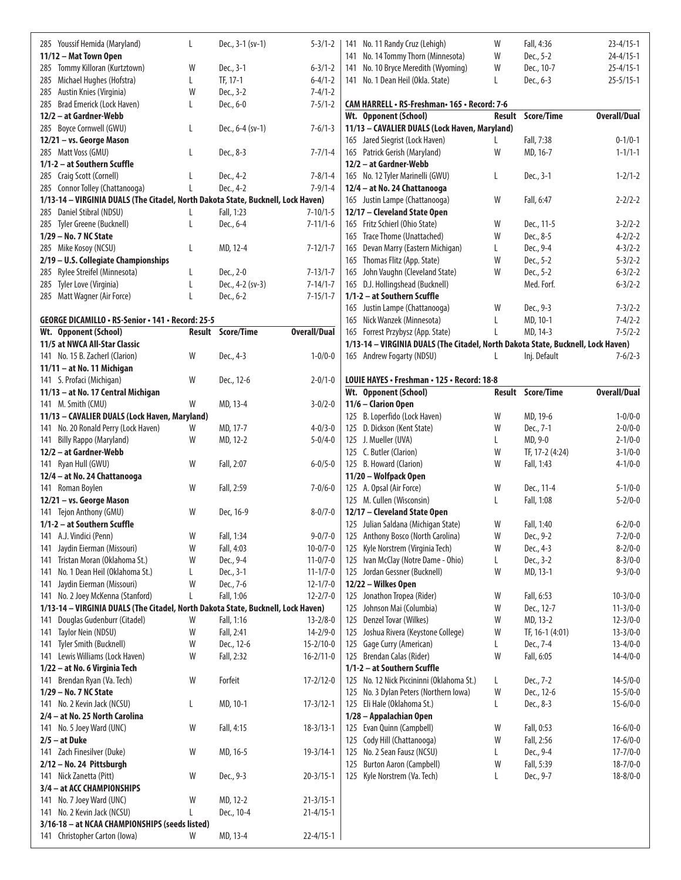| Wt. Opponent (School) | Result | Score/Time | Overall/Dual |
|---|---|---|---|
| 285 Youssif Hemida (Maryland) | L | Dec., 3-1 (sv-1) | 5-3/1-2 |
| **11/12 – Mat Town Open** | | | |
| 285 Tommy Killoran (Kurtztown) | W | Dec., 3-1 | 6-3/1-2 |
| 285 Michael Hughes (Hofstra) | L | TF, 17-1 | 6-4/1-2 |
| 285 Austin Knies (Virginia) | W | Dec., 3-2 | 7-4/1-2 |
| 285 Brad Emerick (Lock Haven) | L | Dec., 6-0 | 7-5/1-2 |
| **12/2 – at Gardner-Webb** | | | |
| 285 Boyce Cornwell (GWU) | L | Dec., 6-4 (sv-1) | 7-6/1-3 |
| **12/21 – vs. George Mason** | | | |
| 285 Matt Voss (GMU) | L | Dec., 8-3 | 7-7/1-4 |
| **1/1-2 – at Southern Scuffle** | | | |
| 285 Craig Scott (Cornell) | L | Dec., 4-2 | 7-8/1-4 |
| 285 Connor Tolley (Chattanooga) | L | Dec., 4-2 | 7-9/1-4 |
| **1/13-14 – VIRGINIA DUALS (The Citadel, North Dakota State, Bucknell, Lock Haven)** | | | |
| 285 Daniel Stibral (NDSU) | L | Fall, 1:23 | 7-10/1-5 |
| 285 Tyler Greene (Bucknell) | L | Dec., 6-4 | 7-11/1-6 |
| **1/29 – No. 7 NC State** | | | |
| 285 Mike Kosoy (NCSU) | L | MD, 12-4 | 7-12/1-7 |
| **2/19 – U.S. Collegiate Championships** | | | |
| 285 Rylee Streifel (Minnesota) | L | Dec., 2-0 | 7-13/1-7 |
| 285 Tyler Love (Virginia) | L | Dec., 4-2 (sv-3) | 7-14/1-7 |
| 285 Matt Wagner (Air Force) | L | Dec., 6-2 | 7-15/1-7 |

## GEORGE DICAMILLO • RS-Senior • 141 • Record: 25-5

| Wt. Opponent (School) | Result | Score/Time | Overall/Dual |
|---|---|---|---|
| **11/5 at NWCA All-Star Classic** | | | |
| 141 No. 15 B. Zacherl (Clarion) | W | Dec., 4-3 | 1-0/0-0 |
| **11/11 – at No. 11 Michigan** | | | |
| 141 S. Profaci (Michigan) | W | Dec., 12-6 | 2-0/1-0 |
| **11/13 – at No. 17 Central Michigan** | | | |
| 141 M. Smith (CMU) | W | MD, 13-4 | 3-0/2-0 |
| **11/13 – CAVALIER DUALS (Lock Haven, Maryland)** | | | |
| 141 No. 20 Ronald Perry (Lock Haven) | W | MD, 17-7 | 4-0/3-0 |
| 141 Billy Rappo (Maryland) | W | MD, 12-2 | 5-0/4-0 |
| **12/2 – at Gardner-Webb** | | | |
| 141 Ryan Hull (GWU) | W | Fall, 2:07 | 6-0/5-0 |
| **12/4 – at No. 24 Chattanooga** | | | |
| 141 Roman Boylen | W | Fall, 2:59 | 7-0/6-0 |
| **12/21 – vs. George Mason** | | | |
| 141 Tejon Anthony (GMU) | W | Dec, 16-9 | 8-0/7-0 |
| **1/1-2 – at Southern Scuffle** | | | |
| 141 A.J. Vindici (Penn) | W | Fall, 1:34 | 9-0/7-0 |
| 141 Jaydin Eierman (Missouri) | W | Fall, 4:03 | 10-0/7-0 |
| 141 Tristan Moran (Oklahoma St.) | W | Dec., 9-4 | 11-0/7-0 |
| 141 No. 1 Dean Heil (Oklahoma St.) | L | Dec., 3-1 | 11-1/7-0 |
| 141 Jaydin Eierman (Missouri) | W | Dec., 7-6 | 12-1/7-0 |
| 141 No. 2 Joey McKenna (Stanford) | L | Fall, 1:06 | 12-2/7-0 |
| **1/13-14 – VIRGINIA DUALS (The Citadel, North Dakota State, Bucknell, Lock Haven)** | | | |
| 141 Douglas Gudenburr (Citadel) | W | Fall, 1:16 | 13-2/8-0 |
| 141 Taylor Nein (NDSU) | W | Fall, 2:41 | 14-2/9-0 |
| 141 Tyler Smith (Bucknell) | W | Dec., 12-6 | 15-2/10-0 |
| 141 Lewis Williams (Lock Haven) | W | Fall, 2:32 | 16-2/11-0 |
| **1/22 – at No. 6 Virginia Tech** | | | |
| 141 Brendan Ryan (Va. Tech) | W | Forfeit | 17-2/12-0 |
| **1/29 – No. 7 NC State** | | | |
| 141 No. 2 Kevin Jack (NCSU) | L | MD, 10-1 | 17-3/12-1 |
| **2/4 – at No. 25 North Carolina** | | | |
| 141 No. 5 Joey Ward (UNC) | W | Fall, 4:15 | 18-3/13-1 |
| **2/5 – at Duke** | | | |
| 141 Zach Finesilver (Duke) | W | MD, 16-5 | 19-3/14-1 |
| **2/12 – No. 24 Pittsburgh** | | | |
| 141 Nick Zanetta (Pitt) | W | Dec., 9-3 | 20-3/15-1 |
| **3/4 – at ACC CHAMPIONSHIPS** | | | |
| 141 No. 7 Joey Ward (UNC) | W | MD, 12-2 | 21-3/15-1 |
| 141 No. 2 Kevin Jack (NCSU) | L | Dec., 10-4 | 21-4/15-1 |
| **3/16-18 – at NCAA CHAMPIONSHIPS (seeds listed)** | | | |
| 141 Christopher Carton (Iowa) | W | MD, 13-4 | 22-4/15-1 |
| 141 No. 11 Randy Cruz (Lehigh) | W | Fall, 4:36 | 23-4/15-1 |
| 141 No. 14 Tommy Thorn (Minnesota) | W | Dec., 5-2 | 24-4/15-1 |
| 141 No. 10 Bryce Meredith (Wyoming) | W | Dec., 10-7 | 25-4/15-1 |
| 141 No. 1 Dean Heil (Okla. State) | L | Dec., 6-3 | 25-5/15-1 |

## CAM HARRELL • RS-Freshman• 165 • Record: 7-6

| Wt. Opponent (School) | Result | Score/Time | Overall/Dual |
|---|---|---|---|
| **11/13 – CAVALIER DUALS (Lock Haven, Maryland)** | | | |
| 165 Jared Siegrist (Lock Haven) | L | Fall, 7:38 | 0-1/0-1 |
| 165 Patrick Gerish (Maryland) | W | MD, 16-7 | 1-1/1-1 |
| **12/2 – at Gardner-Webb** | | | |
| 165 No. 12 Tyler Marinelli (GWU) | L | Dec., 3-1 | 1-2/1-2 |
| **12/4 – at No. 24 Chattanooga** | | | |
| 165 Justin Lampe (Chattanooga) | W | Fall, 6:47 | 2-2/2-2 |
| **12/17 – Cleveland State Open** | | | |
| 165 Fritz Schierl (Ohio State) | W | Dec., 11-5 | 3-2/2-2 |
| 165 Trace Thome (Unattached) | W | Dec., 8-5 | 4-2/2-2 |
| 165 Devan Marry (Eastern Michigan) | L | Dec., 9-4 | 4-3/2-2 |
| 165 Thomas Flitz (App. State) | W | Dec., 5-2 | 5-3/2-2 |
| 165 John Vaughn (Cleveland State) | W | Dec., 5-2 | 6-3/2-2 |
| 165 D.J. Hollingshead (Bucknell) | | Med. Forf. | 6-3/2-2 |
| **1/1-2 – at Southern Scuffle** | | | |
| 165 Justin Lampe (Chattanooga) | W | Dec., 9-3 | 7-3/2-2 |
| 165 Nick Wanzek (Minnesota) | L | MD, 10-1 | 7-4/2-2 |
| 165 Forrest Przybysz (App. State) | L | MD, 14-3 | 7-5/2-2 |
| **1/13-14 – VIRGINIA DUALS (The Citadel, North Dakota State, Bucknell, Lock Haven)** | | | |
| 165 Andrew Fogarty (NDSU) | L | Inj. Default | 7-6/2-3 |

## LOUIE HAYES • Freshman • 125 • Record: 18-8

| Wt. Opponent (School) | Result | Score/Time | Overall/Dual |
|---|---|---|---|
| **11/6 – Clarion Open** | | | |
| 125 B. Loperfido (Lock Haven) | W | MD, 19-6 | 1-0/0-0 |
| 125 D. Dickson (Kent State) | W | Dec., 7-1 | 2-0/0-0 |
| 125 J. Mueller (UVA) | L | MD, 9-0 | 2-1/0-0 |
| 125 C. Butler (Clarion) | W | TF, 17-2 (4:24) | 3-1/0-0 |
| 125 B. Howard (Clarion) | W | Fall, 1:43 | 4-1/0-0 |
| **11/20 – Wolfpack Open** | | | |
| 125 A. Opsal (Air Force) | W | Dec., 11-4 | 5-1/0-0 |
| 125 M. Cullen (Wisconsin) | L | Fall, 1:08 | 5-2/0-0 |
| **12/17 – Cleveland State Open** | | | |
| 125 Julian Saldana (Michigan State) | W | Fall, 1:40 | 6-2/0-0 |
| 125 Anthony Bosco (North Carolina) | W | Dec., 9-2 | 7-2/0-0 |
| 125 Kyle Norstrem (Virginia Tech) | W | Dec., 4-3 | 8-2/0-0 |
| 125 Ivan McClay (Notre Dame - Ohio) | L | Dec., 3-2 | 8-3/0-0 |
| 125 Jordan Gessner (Bucknell) | W | MD, 13-1 | 9-3/0-0 |
| **12/22 – Wilkes Open** | | | |
| 125 Jonathon Tropea (Rider) | W | Fall, 6:53 | 10-3/0-0 |
| 125 Johnson Mai (Columbia) | W | Dec., 12-7 | 11-3/0-0 |
| 125 Denzel Tovar (Wilkes) | W | MD, 13-2 | 12-3/0-0 |
| 125 Joshua Rivera (Keystone College) | W | TF, 16-1 (4:01) | 13-3/0-0 |
| 125 Gage Curry (American) | L | Dec., 7-4 | 13-4/0-0 |
| 125 Brendan Calas (Rider) | W | Fall, 6:05 | 14-4/0-0 |
| **1/1-2 – at Southern Scuffle** | | | |
| 125 No. 12 Nick Piccininni (Oklahoma St.) | L | Dec., 7-2 | 14-5/0-0 |
| 125 No. 3 Dylan Peters (Northern Iowa) | W | Dec., 12-6 | 15-5/0-0 |
| 125 Eli Hale (Oklahoma St.) | L | Dec., 8-3 | 15-6/0-0 |
| **1/28 – Appalachian Open** | | | |
| 125 Evan Quinn (Campbell) | W | Fall, 0:53 | 16-6/0-0 |
| 125 Cody Hill (Chattanooga) | W | Fall, 2:56 | 17-6/0-0 |
| 125 No. 2 Sean Fausz (NCSU) | L | Dec., 9-4 | 17-7/0-0 |
| 125 Burton Aaron (Campbell) | W | Fall, 5:39 | 18-7/0-0 |
| 125 Kyle Norstrem (Va. Tech) | L | Dec., 9-7 | 18-8/0-0 |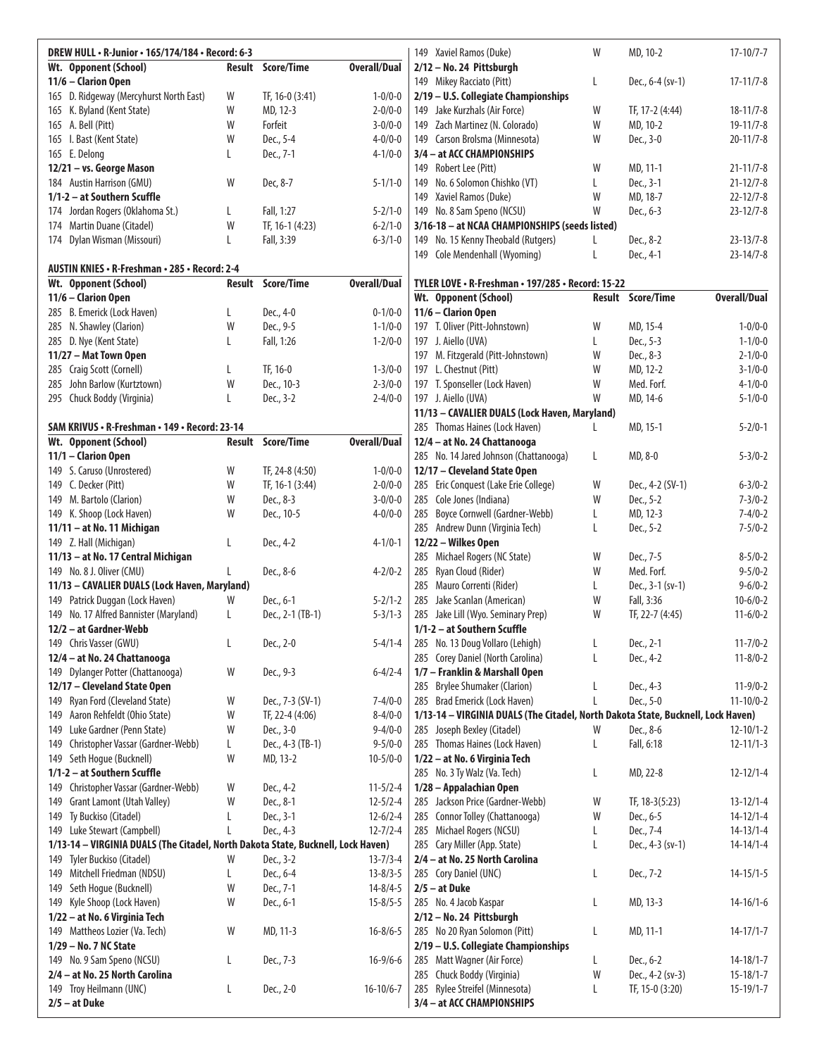## DREW HULL • R-Junior • 165/174/184 • Record: 6-3

| Wt. | Opponent (School) | Result | Score/Time | Overall/Dual |
|---|---|---|---|---|
| **11/6 – Clarion Open** | | | | |
| 165 | D. Ridgeway (Mercyhurst North East) | W | TF, 16-0 (3:41) | 1-0/0-0 |
| 165 | K. Byland (Kent State) | W | MD, 12-3 | 2-0/0-0 |
| 165 | A. Bell (Pitt) | W | Forfeit | 3-0/0-0 |
| 165 | I. Bast (Kent State) | W | Dec., 5-4 | 4-0/0-0 |
| 165 | E. Delong | L | Dec., 7-1 | 4-1/0-0 |
| **12/21 – vs. George Mason** | | | | |
| 184 | Austin Harrison (GMU) | W | Dec, 8-7 | 5-1/1-0 |
| **1/1-2 – at Southern Scuffle** | | | | |
| 174 | Jordan Rogers (Oklahoma St.) | L | Fall, 1:27 | 5-2/1-0 |
| 174 | Martin Duane (Citadel) | W | TF, 16-1 (4:23) | 6-2/1-0 |
| 174 | Dylan Wisman (Missouri) | L | Fall, 3:39 | 6-3/1-0 |

## AUSTIN KNIES • R-Freshman • 285 • Record: 2-4

| Wt. | Opponent (School) | Result | Score/Time | Overall/Dual |
|---|---|---|---|---|
| **11/6 – Clarion Open** | | | | |
| 285 | B. Emerick (Lock Haven) | L | Dec., 4-0 | 0-1/0-0 |
| 285 | N. Shawley (Clarion) | W | Dec., 9-5 | 1-1/0-0 |
| 285 | D. Nye (Kent State) | L | Fall, 1:26 | 1-2/0-0 |
| **11/27 – Mat Town Open** | | | | |
| 285 | Craig Scott (Cornell) | L | TF, 16-0 | 1-3/0-0 |
| 285 | John Barlow (Kurtztown) | W | Dec., 10-3 | 2-3/0-0 |
| 295 | Chuck Boddy (Virginia) | L | Dec., 3-2 | 2-4/0-0 |

## SAM KRIVUS • R-Freshman • 149 • Record: 23-14

| Wt. | Opponent (School) | Result | Score/Time | Overall/Dual |
|---|---|---|---|---|
| **11/1 – Clarion Open** | | | | |
| 149 | S. Caruso (Unrostered) | W | TF, 24-8 (4:50) | 1-0/0-0 |
| 149 | C. Decker (Pitt) | W | TF, 16-1 (3:44) | 2-0/0-0 |
| 149 | M. Bartolo (Clarion) | W | Dec., 8-3 | 3-0/0-0 |
| 149 | K. Shoop (Lock Haven) | W | Dec., 10-5 | 4-0/0-0 |
| **11/11 – at No. 11 Michigan** | | | | |
| 149 | Z. Hall (Michigan) | L | Dec., 4-2 | 4-1/0-1 |
| **11/13 – at No. 17 Central Michigan** | | | | |
| 149 | No. 8 J. Oliver (CMU) | L | Dec., 8-6 | 4-2/0-2 |
| **11/13 – CAVALIER DUALS (Lock Haven, Maryland)** | | | | |
| 149 | Patrick Duggan (Lock Haven) | W | Dec., 6-1 | 5-2/1-2 |
| 149 | No. 17 Alfred Bannister (Maryland) | L | Dec., 2-1 (TB-1) | 5-3/1-3 |
| **12/2 – at Gardner-Webb** | | | | |
| 149 | Chris Vasser (GWU) | L | Dec., 2-0 | 5-4/1-4 |
| **12/4 – at No. 24 Chattanooga** | | | | |
| 149 | Dylanger Potter (Chattanooga) | W | Dec., 9-3 | 6-4/2-4 |
| **12/17 – Cleveland State Open** | | | | |
| 149 | Ryan Ford (Cleveland State) | W | Dec., 7-3 (SV-1) | 7-4/0-0 |
| 149 | Aaron Rehfeldt (Ohio State) | W | TF, 22-4 (4:06) | 8-4/0-0 |
| 149 | Luke Gardner (Penn State) | W | Dec., 3-0 | 9-4/0-0 |
| 149 | Christopher Vassar (Gardner-Webb) | L | Dec., 4-3 (TB-1) | 9-5/0-0 |
| 149 | Seth Hogue (Bucknell) | W | MD, 13-2 | 10-5/0-0 |
| **1/1-2 – at Southern Scuffle** | | | | |
| 149 | Christopher Vassar (Gardner-Webb) | W | Dec., 4-2 | 11-5/2-4 |
| 149 | Grant Lamont (Utah Valley) | W | Dec., 8-1 | 12-5/2-4 |
| 149 | Ty Buckiso (Citadel) | L | Dec., 3-1 | 12-6/2-4 |
| 149 | Luke Stewart (Campbell) | L | Dec., 4-3 | 12-7/2-4 |
| **1/13-14 – VIRGINIA DUALS (The Citadel, North Dakota State, Bucknell, Lock Haven)** | | | | |
| 149 | Tyler Buckiso (Citadel) | W | Dec., 3-2 | 13-7/3-4 |
| 149 | Mitchell Friedman (NDSU) | L | Dec., 6-4 | 13-8/3-5 |
| 149 | Seth Hogue (Bucknell) | W | Dec., 7-1 | 14-8/4-5 |
| 149 | Kyle Shoop (Lock Haven) | W | Dec., 6-1 | 15-8/5-5 |
| **1/22 – at No. 6 Virginia Tech** | | | | |
| 149 | Mattheos Lozier (Va. Tech) | W | MD, 11-3 | 16-8/6-5 |
| **1/29 – No. 7 NC State** | | | | |
| 149 | No. 9 Sam Speno (NCSU) | L | Dec., 7-3 | 16-9/6-6 |
| **2/4 – at No. 25 North Carolina** | | | | |
| 149 | Troy Heilmann (UNC) | L | Dec., 2-0 | 16-10/6-7 |
| **2/5 – at Duke** | | | | |
| 149 | Xaviel Ramos (Duke) | W | MD, 10-2 | 17-10/7-7 |
| **2/12 – No. 24 Pittsburgh** | | | | |
| 149 | Mikey Racciato (Pitt) | L | Dec., 6-4 (sv-1) | 17-11/7-8 |
| **2/19 – U.S. Collegiate Championships** | | | | |
| 149 | Jake Kurzhals (Air Force) | W | TF, 17-2 (4:44) | 18-11/7-8 |
| 149 | Zach Martinez (N. Colorado) | W | MD, 10-2 | 19-11/7-8 |
| 149 | Carson Brolsma (Minnesota) | W | Dec., 3-0 | 20-11/7-8 |
| **3/4 – at ACC CHAMPIONSHIPS** | | | | |
| 149 | Robert Lee (Pitt) | W | MD, 11-1 | 21-11/7-8 |
| 149 | No. 6 Solomon Chishko (VT) | L | Dec., 3-1 | 21-12/7-8 |
| 149 | Xaviel Ramos (Duke) | W | MD, 18-7 | 22-12/7-8 |
| 149 | No. 8 Sam Speno (NCSU) | W | Dec., 6-3 | 23-12/7-8 |
| **3/16-18 – at NCAA CHAMPIONSHIPS (seeds listed)** | | | | |
| 149 | No. 15 Kenny Theobald (Rutgers) | L | Dec., 8-2 | 23-13/7-8 |
| 149 | Cole Mendenhall (Wyoming) | L | Dec., 4-1 | 23-14/7-8 |

## TYLER LOVE • R-Freshman • 197/285 • Record: 15-22

| Wt. | Opponent (School) | Result | Score/Time | Overall/Dual |
|---|---|---|---|---|
| **11/6 – Clarion Open** | | | | |
| 197 | T. Oliver (Pitt-Johnstown) | W | MD, 15-4 | 1-0/0-0 |
| 197 | J. Aiello (UVA) | L | Dec., 5-3 | 1-1/0-0 |
| 197 | M. Fitzgerald (Pitt-Johnstown) | W | Dec., 8-3 | 2-1/0-0 |
| 197 | L. Chestnut (Pitt) | W | MD, 12-2 | 3-1/0-0 |
| 197 | T. Sponseller (Lock Haven) | W | Med. Forf. | 4-1/0-0 |
| 197 | J. Aiello (UVA) | W | MD, 14-6 | 5-1/0-0 |
| **11/13 – CAVALIER DUALS (Lock Haven, Maryland)** | | | | |
| 285 | Thomas Haines (Lock Haven) | L | MD, 15-1 | 5-2/0-1 |
| **12/4 – at No. 24 Chattanooga** | | | | |
| 285 | No. 14 Jared Johnson (Chattanooga) | L | MD, 8-0 | 5-3/0-2 |
| **12/17 – Cleveland State Open** | | | | |
| 285 | Eric Conquest (Lake Erie College) | W | Dec., 4-2 (SV-1) | 6-3/0-2 |
| 285 | Cole Jones (Indiana) | W | Dec., 5-2 | 7-3/0-2 |
| 285 | Boyce Cornwell (Gardner-Webb) | L | MD, 12-3 | 7-4/0-2 |
| 285 | Andrew Dunn (Virginia Tech) | L | Dec., 5-2 | 7-5/0-2 |
| **12/22 – Wilkes Open** | | | | |
| 285 | Michael Rogers (NC State) | W | Dec., 7-5 | 8-5/0-2 |
| 285 | Ryan Cloud (Rider) | W | Med. Forf. | 9-5/0-2 |
| 285 | Mauro Correnti (Rider) | L | Dec., 3-1 (sv-1) | 9-6/0-2 |
| 285 | Jake Scanlan (American) | W | Fall, 3:36 | 10-6/0-2 |
| 285 | Jake Lill (Wyo. Seminary Prep) | W | TF, 22-7 (4:45) | 11-6/0-2 |
| **1/1-2 – at Southern Scuffle** | | | | |
| 285 | No. 13 Doug Vollaro (Lehigh) | L | Dec., 2-1 | 11-7/0-2 |
| 285 | Corey Daniel (North Carolina) | L | Dec., 4-2 | 11-8/0-2 |
| **1/7 – Franklin & Marshall Open** | | | | |
| 285 | Brylee Shumaker (Clarion) | L | Dec., 4-3 | 11-9/0-2 |
| 285 | Brad Emerick (Lock Haven) | L | Dec., 5-0 | 11-10/0-2 |
| **1/13-14 – VIRGINIA DUALS (The Citadel, North Dakota State, Bucknell, Lock Haven)** | | | | |
| 285 | Joseph Bexley (Citadel) | W | Dec., 8-6 | 12-10/1-2 |
| 285 | Thomas Haines (Lock Haven) | L | Fall, 6:18 | 12-11/1-3 |
| **1/22 – at No. 6 Virginia Tech** | | | | |
| 285 | No. 3 Ty Walz (Va. Tech) | L | MD, 22-8 | 12-12/1-4 |
| **1/28 – Appalachian Open** | | | | |
| 285 | Jackson Price (Gardner-Webb) | W | TF, 18-3(5:23) | 13-12/1-4 |
| 285 | Connor Tolley (Chattanooga) | W | Dec., 6-5 | 14-12/1-4 |
| 285 | Michael Rogers (NCSU) | L | Dec., 7-4 | 14-13/1-4 |
| 285 | Cary Miller (App. State) | L | Dec., 4-3 (sv-1) | 14-14/1-4 |
| **2/4 – at No. 25 North Carolina** | | | | |
| 285 | Cory Daniel (UNC) | L | Dec., 7-2 | 14-15/1-5 |
| **2/5 – at Duke** | | | | |
| 285 | No. 4 Jacob Kaspar | L | MD, 13-3 | 14-16/1-6 |
| **2/12 – No. 24 Pittsburgh** | | | | |
| 285 | No 20 Ryan Solomon (Pitt) | L | MD, 11-1 | 14-17/1-7 |
| **2/19 – U.S. Collegiate Championships** | | | | |
| 285 | Matt Wagner (Air Force) | L | Dec., 6-2 | 14-18/1-7 |
| 285 | Chuck Boddy (Virginia) | W | Dec., 4-2 (sv-3) | 15-18/1-7 |
| 285 | Rylee Streifel (Minnesota) | L | TF, 15-0 (3:20) | 15-19/1-7 |
| **3/4 – at ACC CHAMPIONSHIPS** | | | | |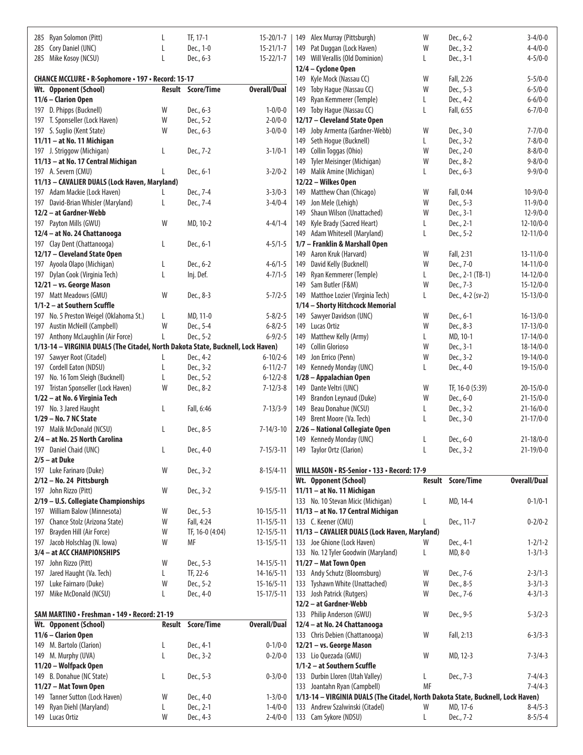| Wt. Opponent (School) | Result | Score/Time | Overall/Dual |
|---|---|---|---|
| 285 Ryan Solomon (Pitt) | L | TF, 17-1 | 15-20/1-7 |
| 285 Cory Daniel (UNC) | L | Dec., 1-0 | 15-21/1-7 |
| 285 Mike Kosoy (NCSU) | L | Dec., 6-3 | 15-22/1-7 |

### CHANCE MCCLURE • R-Sophomore • 197 • Record: 15-17

| Wt. Opponent (School) | Result | Score/Time | Overall/Dual |
|---|---|---|---|
| **11/6 – Clarion Open** | | | |
| 197 D. Phipps (Bucknell) | W | Dec., 6-3 | 1-0/0-0 |
| 197 T. Sponseller (Lock Haven) | W | Dec., 5-2 | 2-0/0-0 |
| 197 S. Suglio (Kent State) | W | Dec., 6-3 | 3-0/0-0 |
| **11/11 – at No. 11 Michigan** | | | |
| 197 J. Striggow (Michigan) | L | Dec., 7-2 | 3-1/0-1 |
| **11/13 – at No. 17 Central Michigan** | | | |
| 197 A. Severn (CMU) | L | Dec., 6-1 | 3-2/0-2 |
| **11/13 – CAVALIER DUALS (Lock Haven, Maryland)** | | | |
| 197 Adam Mackie (Lock Haven) | L | Dec., 7-4 | 3-3/0-3 |
| 197 David-Brian Whisler (Maryland) | L | Dec., 7-4 | 3-4/0-4 |
| **12/2 – at Gardner-Webb** | | | |
| 197 Payton Mills (GWU) | W | MD, 10-2 | 4-4/1-4 |
| **12/4 – at No. 24 Chattanooga** | | | |
| 197 Clay Dent (Chattanooga) | L | Dec., 6-1 | 4-5/1-5 |
| **12/17 – Cleveland State Open** | | | |
| 197 Ayoola Olapo (Michigan) | L | Dec., 6-2 | 4-6/1-5 |
| 197 Dylan Cook (Virginia Tech) | L | Inj. Def. | 4-7/1-5 |
| **12/21 – vs. George Mason** | | | |
| 197 Matt Meadows (GMU) | W | Dec., 8-3 | 5-7/2-5 |
| **1/1-2 – at Southern Scuffle** | | | |
| 197 No. 5 Preston Weigel (Oklahoma St.) | L | MD, 11-0 | 5-8/2-5 |
| 197 Austin McNeill (Campbell) | W | Dec., 5-4 | 6-8/2-5 |
| 197 Anthony McLaughlin (Air Force) | L | Dec., 5-2 | 6-9/2-5 |
| **1/13-14 – VIRGINIA DUALS (The Citadel, North Dakota State, Bucknell, Lock Haven)** | | | |
| 197 Sawyer Root (Citadel) | L | Dec., 4-2 | 6-10/2-6 |
| 197 Cordell Eaton (NDSU) | L | Dec., 3-2 | 6-11/2-7 |
| 197 No. 16 Tom Sleigh (Bucknell) | L | Dec., 5-2 | 6-12/2-8 |
| 197 Tristan Sponseller (Lock Haven) | W | Dec., 8-2 | 7-12/3-8 |
| **1/22 – at No. 6 Virginia Tech** | | | |
| 197 No. 3 Jared Haught | L | Fall, 6:46 | 7-13/3-9 |
| **1/29 – No. 7 NC State** | | | |
| 197 Malik McDonald (NCSU) | L | Dec., 8-5 | 7-14/3-10 |
| **2/4 – at No. 25 North Carolina** | | | |
| 197 Daniel Chaid (UNC) | L | Dec., 4-0 | 7-15/3-11 |
| **2/5 – at Duke** | | | |
| 197 Luke Farinaro (Duke) | W | Dec., 3-2 | 8-15/4-11 |
| **2/12 – No. 24 Pittsburgh** | | | |
| 197 John Rizzo (Pitt) | W | Dec., 3-2 | 9-15/5-11 |
| **2/19 – U.S. Collegiate Championships** | | | |
| 197 William Balow (Minnesota) | W | Dec., 5-3 | 10-15/5-11 |
| 197 Chance Stolz (Arizona State) | W | Fall, 4:24 | 11-15/5-11 |
| 197 Brayden Hill (Air Force) | W | TF, 16-0 (4:04) | 12-15/5-11 |
| 197 Jacob Holschlag (N. Iowa) | W | MF | 13-15/5-11 |
| **3/4 – at ACC CHAMPIONSHIPS** | | | |
| 197 John Rizzo (Pitt) | W | Dec., 5-3 | 14-15/5-11 |
| 197 Jared Haught (Va. Tech) | L | TF, 22-6 | 14-16/5-11 |
| 197 Luke Fairnaro (Duke) | W | Dec., 5-2 | 15-16/5-11 |
| 197 Mike McDonald (NCSU) | L | Dec., 4-0 | 15-17/5-11 |

### SAM MARTINO • Freshman • 149 • Record: 21-19

| Wt. Opponent (School) | Result | Score/Time | Overall/Dual |
|---|---|---|---|
| **11/6 – Clarion Open** | | | |
| 149 M. Bartolo (Clarion) | L | Dec., 4-1 | 0-1/0-0 |
| 149 M. Murphy (UVA) | L | Dec., 3-2 | 0-2/0-0 |
| **11/20 – Wolfpack Open** | | | |
| 149 B. Donahue (NC State) | L | Dec., 5-3 | 0-3/0-0 |
| **11/27 – Mat Town Open** | | | |
| 149 Tanner Sutton (Lock Haven) | W | Dec., 4-0 | 1-3/0-0 |
| 149 Ryan Diehl (Maryland) | L | Dec., 2-1 | 1-4/0-0 |
| 149 Lucas Ortiz | W | Dec., 4-3 | 2-4/0-0 |
| 149 Alex Murray (Pittsburgh) | W | Dec., 6-2 | 3-4/0-0 |
| 149 Pat Duggan (Lock Haven) | W | Dec., 3-2 | 4-4/0-0 |
| 149 Will Verallis (Old Dominion) | L | Dec., 3-1 | 4-5/0-0 |
| **12/4 – Cyclone Open** | | | |
| 149 Kyle Mock (Nassau CC) | W | Fall, 2:26 | 5-5/0-0 |
| 149 Toby Hague (Nassau CC) | W | Dec., 5-3 | 6-5/0-0 |
| 149 Ryan Kemmerer (Temple) | L | Dec., 4-2 | 6-6/0-0 |
| 149 Toby Hague (Nassau CC) | L | Fall, 6:55 | 6-7/0-0 |
| **12/17 – Cleveland State Open** | | | |
| 149 Joby Armenta (Gardner-Webb) | W | Dec., 3-0 | 7-7/0-0 |
| 149 Seth Hogue (Bucknell) | L | Dec., 3-2 | 7-8/0-0 |
| 149 Collin Toggas (Ohio) | W | Dec., 2-0 | 8-8/0-0 |
| 149 Tyler Meisinger (Michigan) | W | Dec., 8-2 | 9-8/0-0 |
| 149 Malik Amine (Michigan) | L | Dec., 6-3 | 9-9/0-0 |
| **12/22 – Wilkes Open** | | | |
| 149 Matthew Chan (Chicago) | W | Fall, 0:44 | 10-9/0-0 |
| 149 Jon Mele (Lehigh) | W | Dec., 5-3 | 11-9/0-0 |
| 149 Shaun Wilson (Unattached) | W | Dec., 3-1 | 12-9/0-0 |
| 149 Kyle Brady (Sacred Heart) | L | Dec., 2-1 | 12-10/0-0 |
| 149 Adam Whitesell (Maryland) | L | Dec., 5-2 | 12-11/0-0 |
| **1/7 – Franklin & Marshall Open** | | | |
| 149 Aaron Kruk (Harvard) | W | Fall, 2:31 | 13-11/0-0 |
| 149 David Kelly (Bucknell) | W | Dec., 7-0 | 14-11/0-0 |
| 149 Ryan Kemmerer (Temple) | L | Dec., 2-1 (TB-1) | 14-12/0-0 |
| 149 Sam Butler (F&M) | W | Dec., 7-3 | 15-12/0-0 |
| 149 Matthoe Lozier (Virginia Tech) | L | Dec., 4-2 (sv-2) | 15-13/0-0 |
| **1/14 – Shorty Hitchcock Memorial** | | | |
| 149 Sawyer Davidson (UNC) | W | Dec., 6-1 | 16-13/0-0 |
| 149 Lucas Ortiz | W | Dec., 8-3 | 17-13/0-0 |
| 149 Matthew Kelly (Army) | L | MD, 10-1 | 17-14/0-0 |
| 149 Collin Glorioso | W | Dec., 3-1 | 18-14/0-0 |
| 149 Jon Errico (Penn) | W | Dec., 3-2 | 19-14/0-0 |
| 149 Kennedy Monday (UNC) | L | Dec., 4-0 | 19-15/0-0 |
| **1/28 – Appalachian Open** | | | |
| 149 Dante Veltri (UNC) | W | TF, 16-0 (5:39) | 20-15/0-0 |
| 149 Brandon Leynaud (Duke) | W | Dec., 6-0 | 21-15/0-0 |
| 149 Beau Donahue (NCSU) | L | Dec., 3-2 | 21-16/0-0 |
| 149 Brent Moore (Va. Tech) | L | Dec., 3-0 | 21-17/0-0 |
| **2/26 – National Collegiate Open** | | | |
| 149 Kennedy Monday (UNC) | L | Dec., 6-0 | 21-18/0-0 |
| 149 Taylor Ortz (Clarion) | L | Dec., 3-2 | 21-19/0-0 |

### WILL MASON • RS-Senior • 133 • Record: 17-9

| Wt. Opponent (School) | Result | Score/Time | Overall/Dual |
|---|---|---|---|
| **11/11 – at No. 11 Michigan** | | | |
| 133 No. 10 Stevan Micic (Michigan) | L | MD, 14-4 | 0-1/0-1 |
| **11/13 – at No. 17 Central Michigan** | | | |
| 133 C. Keener (CMU) | L | Dec., 11-7 | 0-2/0-2 |
| **11/13 – CAVALIER DUALS (Lock Haven, Maryland)** | | | |
| 133 Joe Ghione (Lock Haven) | W | Dec., 4-1 | 1-2/1-2 |
| 133 No. 12 Tyler Goodwin (Maryland) | L | MD, 8-0 | 1-3/1-3 |
| **11/27 – Mat Town Open** | | | |
| 133 Andy Schutz (Bloomsburg) | W | Dec., 7-6 | 2-3/1-3 |
| 133 Tyshawn White (Unattached) | W | Dec., 8-5 | 3-3/1-3 |
| 133 Josh Patrick (Rutgers) | W | Dec., 7-6 | 4-3/1-3 |
| **12/2 – at Gardner-Webb** | | | |
| 133 Philip Anderson (GWU) | W | Dec., 9-5 | 5-3/2-3 |
| **12/4 – at No. 24 Chattanooga** | | | |
| 133 Chris Debien (Chattanooga) | W | Fall, 2:13 | 6-3/3-3 |
| **12/21 – vs. George Mason** | | | |
| 133 Lio Quezada (GMU) | W | MD, 12-3 | 7-3/4-3 |
| **1/1-2 – at Southern Scuffle** | | | |
| 133 Durbin Lloren (Utah Valley) | L | Dec., 7-3 | 7-4/4-3 |
| 133 Joantahn Ryan (Campbell) | MF | | 7-4/4-3 |
| **1/13-14 – VIRGINIA DUALS (The Citadel, North Dakota State, Bucknell, Lock Haven)** | | | |
| 133 Andrew Szalwinski (Citadel) | W | MD, 17-6 | 8-4/5-3 |
| 133 Cam Sykore (NDSU) | L | Dec., 7-2 | 8-5/5-4 |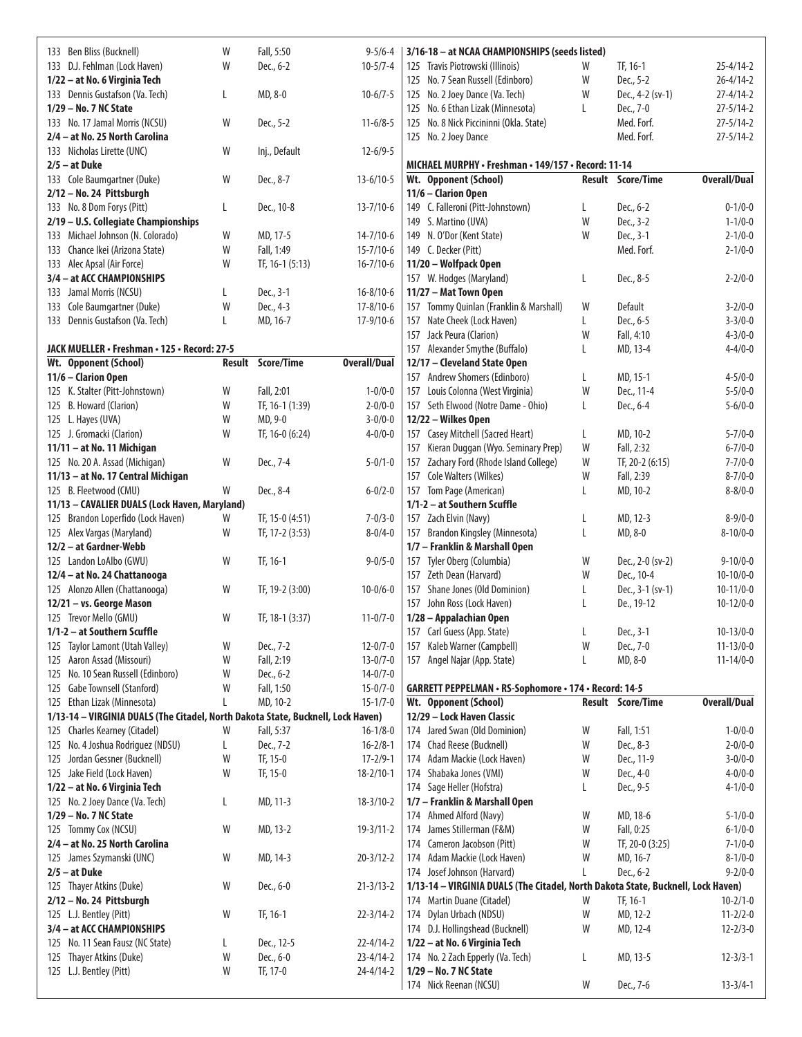| Wt. Opponent (School) | Result | Score/Time | Overall/Dual |
|---|---|---|---|
| 133 Ben Bliss (Bucknell) | W | Fall, 5:50 | 9-5/6-4 |
| 133 D.J. Fehlman (Lock Haven) | W | Dec., 6-2 | 10-5/7-4 |
| **1/22 – at No. 6 Virginia Tech** | | | |
| 133 Dennis Gustafson (Va. Tech) | L | MD, 8-0 | 10-6/7-5 |
| **1/29 – No. 7 NC State** | | | |
| 133 No. 17 Jamal Morris (NCSU) | W | Dec., 5-2 | 11-6/8-5 |
| **2/4 – at No. 25 North Carolina** | | | |
| 133 Nicholas Lirette (UNC) | W | Inj., Default | 12-6/9-5 |
| **2/5 – at Duke** | | | |
| 133 Cole Baumgartner (Duke) | W | Dec., 8-7 | 13-6/10-5 |
| **2/12 – No. 24 Pittsburgh** | | | |
| 133 No. 8 Dom Forys (Pitt) | L | Dec., 10-8 | 13-7/10-6 |
| **2/19 – U.S. Collegiate Championships** | | | |
| 133 Michael Johnson (N. Colorado) | W | MD, 17-5 | 14-7/10-6 |
| 133 Chance Ikei (Arizona State) | W | Fall, 1:49 | 15-7/10-6 |
| 133 Alec Apsal (Air Force) | W | TF, 16-1 (5:13) | 16-7/10-6 |
| **3/4 – at ACC CHAMPIONSHIPS** | | | |
| 133 Jamal Morris (NCSU) | L | Dec., 3-1 | 16-8/10-6 |
| 133 Cole Baumgartner (Duke) | W | Dec., 4-3 | 17-8/10-6 |
| 133 Dennis Gustafson (Va. Tech) | L | MD, 16-7 | 17-9/10-6 |

**JACK MUELLER • Freshman • 125 • Record: 27-5**

| Wt. Opponent (School) | Result | Score/Time | Overall/Dual |
|---|---|---|---|
| **11/6 – Clarion Open** | | | |
| 125 K. Stalter (Pitt-Johnstown) | W | Fall, 2:01 | 1-0/0-0 |
| 125 B. Howard (Clarion) | W | TF, 16-1 (1:39) | 2-0/0-0 |
| 125 L. Hayes (UVA) | W | MD, 9-0 | 3-0/0-0 |
| 125 J. Gromacki (Clarion) | W | TF, 16-0 (6:24) | 4-0/0-0 |
| **11/11 – at No. 11 Michigan** | | | |
| 125 No. 20 A. Assad (Michigan) | W | Dec., 7-4 | 5-0/1-0 |
| **11/13 – at No. 17 Central Michigan** | | | |
| 125 B. Fleetwood (CMU) | W | Dec., 8-4 | 6-0/2-0 |
| **11/13 – CAVALIER DUALS (Lock Haven, Maryland)** | | | |
| 125 Brandon Loperfido (Lock Haven) | W | TF, 15-0 (4:51) | 7-0/3-0 |
| 125 Alex Vargas (Maryland) | W | TF, 17-2 (3:53) | 8-0/4-0 |
| **12/2 – at Gardner-Webb** | | | |
| 125 Landon LoAlbo (GWU) | W | TF, 16-1 | 9-0/5-0 |
| **12/4 – at No. 24 Chattanooga** | | | |
| 125 Alonzo Allen (Chattanooga) | W | TF, 19-2 (3:00) | 10-0/6-0 |
| **12/21 – vs. George Mason** | | | |
| 125 Trevor Mello (GMU) | W | TF, 18-1 (3:37) | 11-0/7-0 |
| **1/1-2 – at Southern Scuffle** | | | |
| 125 Taylor Lamont (Utah Valley) | W | Dec., 7-2 | 12-0/7-0 |
| 125 Aaron Assad (Missouri) | W | Fall, 2:19 | 13-0/7-0 |
| 125 No. 10 Sean Russell (Edinboro) | W | Dec., 6-2 | 14-0/7-0 |
| 125 Gabe Townsell (Stanford) | W | Fall, 1:50 | 15-0/7-0 |
| 125 Ethan Lizak (Minnesota) | L | MD, 10-2 | 15-1/7-0 |
| **1/13-14 – VIRGINIA DUALS (The Citadel, North Dakota State, Bucknell, Lock Haven)** | | | |
| 125 Charles Kearney (Citadel) | W | Fall, 5:37 | 16-1/8-0 |
| 125 No. 4 Joshua Rodriguez (NDSU) | L | Dec., 7-2 | 16-2/8-1 |
| 125 Jordan Gessner (Bucknell) | W | TF, 15-0 | 17-2/9-1 |
| 125 Jake Field (Lock Haven) | W | TF, 15-0 | 18-2/10-1 |
| **1/22 – at No. 6 Virginia Tech** | | | |
| 125 No. 2 Joey Dance (Va. Tech) | L | MD, 11-3 | 18-3/10-2 |
| **1/29 – No. 7 NC State** | | | |
| 125 Tommy Cox (NCSU) | W | MD, 13-2 | 19-3/11-2 |
| **2/4 – at No. 25 North Carolina** | | | |
| 125 James Szymanski (UNC) | W | MD, 14-3 | 20-3/12-2 |
| **2/5 – at Duke** | | | |
| 125 Thayer Atkins (Duke) | W | Dec., 6-0 | 21-3/13-2 |
| **2/12 – No. 24 Pittsburgh** | | | |
| 125 L.J. Bentley (Pitt) | W | TF, 16-1 | 22-3/14-2 |
| **3/4 – at ACC CHAMPIONSHIPS** | | | |
| 125 No. 11 Sean Fausz (NC State) | L | Dec., 12-5 | 22-4/14-2 |
| 125 Thayer Atkins (Duke) | W | Dec., 6-0 | 23-4/14-2 |
| 125 L.J. Bentley (Pitt) | W | TF, 17-0 | 24-4/14-2 |
| **3/16-18 – at NCAA CHAMPIONSHIPS (seeds listed)** | | | |
| 125 Travis Piotrowski (Illinois) | W | TF, 16-1 | 25-4/14-2 |
| 125 No. 7 Sean Russell (Edinboro) | W | Dec., 5-2 | 26-4/14-2 |
| 125 No. 2 Joey Dance (Va. Tech) | W | Dec., 4-2 (sv-1) | 27-4/14-2 |
| 125 No. 6 Ethan Lizak (Minnesota) | L | Dec., 7-0 | 27-5/14-2 |
| 125 No. 8 Nick Piccininni (Okla. State) | | Med. Forf. | 27-5/14-2 |
| 125 No. 2 Joey Dance | | Med. Forf. | 27-5/14-2 |

**MICHAEL MURPHY • Freshman • 149/157 • Record: 11-14**

| Wt. Opponent (School) | Result | Score/Time | Overall/Dual |
|---|---|---|---|
| **11/6 – Clarion Open** | | | |
| 149 C. Falleroni (Pitt-Johnstown) | L | Dec., 6-2 | 0-1/0-0 |
| 149 S. Martino (UVA) | W | Dec., 3-2 | 1-1/0-0 |
| 149 N. O'Dor (Kent State) | W | Dec., 3-1 | 2-1/0-0 |
| 149 C. Decker (Pitt) | | Med. Forf. | 2-1/0-0 |
| **11/20 – Wolfpack Open** | | | |
| 157 W. Hodges (Maryland) | L | Dec., 8-5 | 2-2/0-0 |
| **11/27 – Mat Town Open** | | | |
| 157 Tommy Quinlan (Franklin & Marshall) | W | Default | 3-2/0-0 |
| 157 Nate Cheek (Lock Haven) | L | Dec., 6-5 | 3-3/0-0 |
| 157 Jack Peura (Clarion) | W | Fall, 4:10 | 4-3/0-0 |
| 157 Alexander Smythe (Buffalo) | L | MD, 13-4 | 4-4/0-0 |
| **12/17 – Cleveland State Open** | | | |
| 157 Andrew Shomers (Edinboro) | L | MD, 15-1 | 4-5/0-0 |
| 157 Louis Colonna (West Virginia) | W | Dec., 11-4 | 5-5/0-0 |
| 157 Seth Elwood (Notre Dame - Ohio) | L | Dec., 6-4 | 5-6/0-0 |
| **12/22 – Wilkes Open** | | | |
| 157 Casey Mitchell (Sacred Heart) | L | MD, 10-2 | 5-7/0-0 |
| 157 Kieran Duggan (Wyo. Seminary Prep) | W | Fall, 2:32 | 6-7/0-0 |
| 157 Zachary Ford (Rhode Island College) | W | TF, 20-2 (6:15) | 7-7/0-0 |
| 157 Cole Walters (Wilkes) | W | Fall, 2:39 | 8-7/0-0 |
| 157 Tom Page (American) | L | MD, 10-2 | 8-8/0-0 |
| **1/1-2 – at Southern Scuffle** | | | |
| 157 Zach Elvin (Navy) | L | MD, 12-3 | 8-9/0-0 |
| 157 Brandon Kingsley (Minnesota) | L | MD, 8-0 | 8-10/0-0 |
| **1/7 – Franklin & Marshall Open** | | | |
| 157 Tyler Oberg (Columbia) | W | Dec., 2-0 (sv-2) | 9-10/0-0 |
| 157 Zeth Dean (Harvard) | W | Dec., 10-4 | 10-10/0-0 |
| 157 Shane Jones (Old Dominion) | L | Dec., 3-1 (sv-1) | 10-11/0-0 |
| 157 John Ross (Lock Haven) | L | De., 19-12 | 10-12/0-0 |
| **1/28 – Appalachian Open** | | | |
| 157 Carl Guess (App. State) | L | Dec., 3-1 | 10-13/0-0 |
| 157 Kaleb Warner (Campbell) | W | Dec., 7-0 | 11-13/0-0 |
| 157 Angel Najar (App. State) | L | MD, 8-0 | 11-14/0-0 |

**GARRETT PEPPELMAN • RS-Sophomore • 174 • Record: 14-5**

| Wt. Opponent (School) | Result | Score/Time | Overall/Dual |
|---|---|---|---|
| **12/29 – Lock Haven Classic** | | | |
| 174 Jared Swan (Old Dominion) | W | Fall, 1:51 | 1-0/0-0 |
| 174 Chad Reese (Bucknell) | W | Dec., 8-3 | 2-0/0-0 |
| 174 Adam Mackie (Lock Haven) | W | Dec., 11-9 | 3-0/0-0 |
| 174 Shabaka Jones (VMI) | W | Dec., 4-0 | 4-0/0-0 |
| 174 Sage Heller (Hofstra) | L | Dec., 9-5 | 4-1/0-0 |
| **1/7 – Franklin & Marshall Open** | | | |
| 174 Ahmed Alford (Navy) | W | MD, 18-6 | 5-1/0-0 |
| 174 James Stillerman (F&M) | W | Fall, 0:25 | 6-1/0-0 |
| 174 Cameron Jacobson (Pitt) | W | TF, 20-0 (3:25) | 7-1/0-0 |
| 174 Adam Mackie (Lock Haven) | W | MD, 16-7 | 8-1/0-0 |
| 174 Josef Johnson (Harvard) | L | Dec., 6-2 | 9-2/0-0 |
| **1/13-14 – VIRGINIA DUALS (The Citadel, North Dakota State, Bucknell, Lock Haven)** | | | |
| 174 Martin Duane (Citadel) | W | TF, 16-1 | 10-2/1-0 |
| 174 Dylan Urbach (NDSU) | W | MD, 12-2 | 11-2/2-0 |
| 174 D.J. Hollingshead (Bucknell) | W | MD, 12-4 | 12-2/3-0 |
| **1/22 – at No. 6 Virginia Tech** | | | |
| 174 No. 2 Zach Epperly (Va. Tech) | L | MD, 13-5 | 12-3/3-1 |
| **1/29 – No. 7 NC State** | | | |
| 174 Nick Reenan (NCSU) | W | Dec., 7-6 | 13-3/4-1 |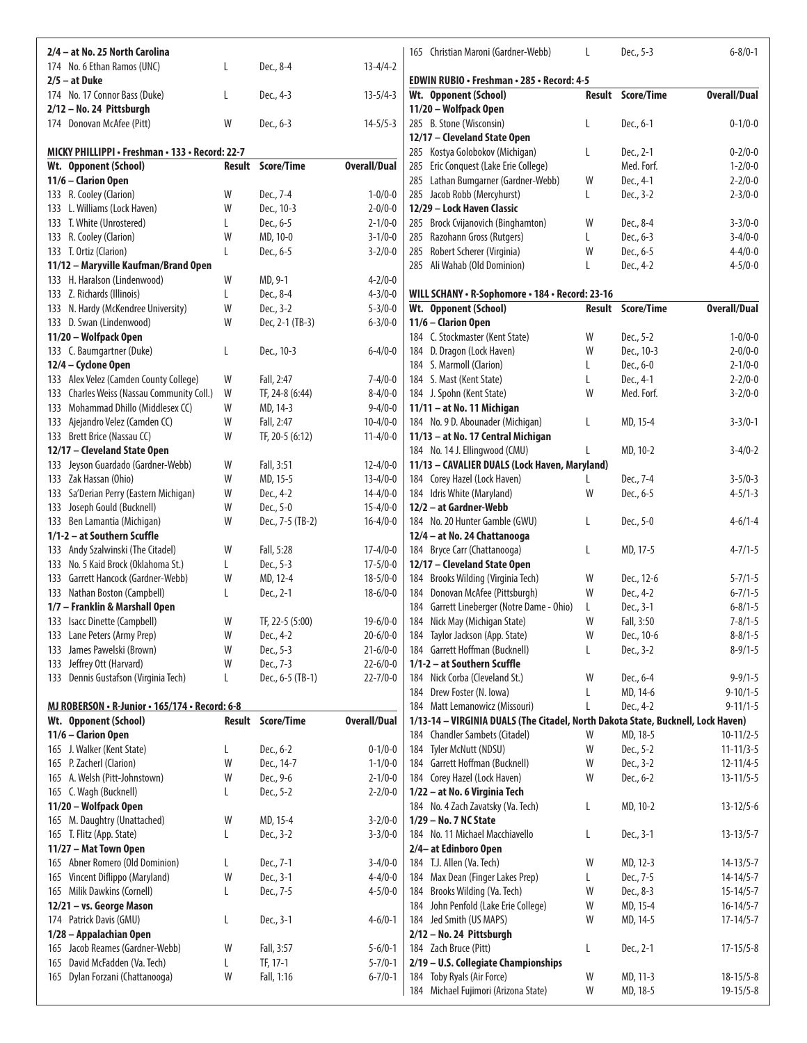| Wt. Opponent (School) | Result | Score/Time | Overall/Dual |
|---|---|---|---|
| **2/4 – at No. 25 North Carolina** | | | |
| 174 No. 6 Ethan Ramos (UNC) | L | Dec., 8-4 | 13-4/4-2 |
| **2/5 – at Duke** | | | |
| 174 No. 17 Connor Bass (Duke) | L | Dec., 4-3 | 13-5/4-3 |
| **2/12 – No. 24 Pittsburgh** | | | |
| 174 Donovan McAfee (Pitt) | W | Dec., 6-3 | 14-5/5-3 |

**MICKY PHILLIPPI • Freshman • 133 • Record: 22-7**

| Wt. Opponent (School) | Result | Score/Time | Overall/Dual |
|---|---|---|---|
| **11/6 – Clarion Open** | | | |
| 133 R. Cooley (Clarion) | W | Dec., 7-4 | 1-0/0-0 |
| 133 L. Williams (Lock Haven) | W | Dec., 10-3 | 2-0/0-0 |
| 133 T. White (Unrostered) | L | Dec., 6-5 | 2-1/0-0 |
| 133 R. Cooley (Clarion) | W | MD, 10-0 | 3-1/0-0 |
| 133 T. Ortiz (Clarion) | L | Dec., 6-5 | 3-2/0-0 |
| **11/12 – Maryville Kaufman/Brand Open** | | | |
| 133 H. Haralson (Lindenwood) | W | MD, 9-1 | 4-2/0-0 |
| 133 Z. Richards (Illinois) | L | Dec., 8-4 | 4-3/0-0 |
| 133 N. Hardy (McKendree University) | W | Dec., 3-2 | 5-3/0-0 |
| 133 D. Swan (Lindenwood) | W | Dec, 2-1 (TB-3) | 6-3/0-0 |
| **11/20 – Wolfpack Open** | | | |
| 133 C. Baumgartner (Duke) | L | Dec., 10-3 | 6-4/0-0 |
| **12/4 – Cyclone Open** | | | |
| 133 Alex Velez (Camden County College) | W | Fall, 2:47 | 7-4/0-0 |
| 133 Charles Weiss (Nassau Community Coll.) | W | TF, 24-8 (6:44) | 8-4/0-0 |
| 133 Mohammad Dhillo (Middlesex CC) | W | MD, 14-3 | 9-4/0-0 |
| 133 Ajejandro Velez (Camden CC) | W | Fall, 2:47 | 10-4/0-0 |
| 133 Brett Brice (Nassau CC) | W | TF, 20-5 (6:12) | 11-4/0-0 |
| **12/17 – Cleveland State Open** | | | |
| 133 Jeyson Guardado (Gardner-Webb) | W | Fall, 3:51 | 12-4/0-0 |
| 133 Zak Hassan (Ohio) | W | MD, 15-5 | 13-4/0-0 |
| 133 Sa'Derian Perry (Eastern Michigan) | W | Dec., 4-2 | 14-4/0-0 |
| 133 Joseph Gould (Bucknell) | W | Dec., 5-0 | 15-4/0-0 |
| 133 Ben Lamantia (Michigan) | W | Dec., 7-5 (TB-2) | 16-4/0-0 |
| **1/1-2 – at Southern Scuffle** | | | |
| 133 Andy Szalwinski (The Citadel) | W | Fall, 5:28 | 17-4/0-0 |
| 133 No. 5 Kaid Brock (Oklahoma St.) | L | Dec., 5-3 | 17-5/0-0 |
| 133 Garrett Hancock (Gardner-Webb) | W | MD, 12-4 | 18-5/0-0 |
| 133 Nathan Boston (Campbell) | L | Dec., 2-1 | 18-6/0-0 |
| **1/7 – Franklin & Marshall Open** | | | |
| 133 Isacc Dinette (Campbell) | W | TF, 22-5 (5:00) | 19-6/0-0 |
| 133 Lane Peters (Army Prep) | W | Dec., 4-2 | 20-6/0-0 |
| 133 James Pawelski (Brown) | W | Dec., 5-3 | 21-6/0-0 |
| 133 Jeffrey Ott (Harvard) | W | Dec., 7-3 | 22-6/0-0 |
| 133 Dennis Gustafson (Virginia Tech) | L | Dec., 6-5 (TB-1) | 22-7/0-0 |

**MJ ROBERSON • R-Junior • 165/174 • Record: 6-8**

| Wt. Opponent (School) | Result | Score/Time | Overall/Dual |
|---|---|---|---|
| **11/6 – Clarion Open** | | | |
| 165 J. Walker (Kent State) | L | Dec., 6-2 | 0-1/0-0 |
| 165 P. Zacherl (Clarion) | W | Dec., 14-7 | 1-1/0-0 |
| 165 A. Welsh (Pitt-Johnstown) | W | Dec., 9-6 | 2-1/0-0 |
| 165 C. Wagh (Bucknell) | L | Dec., 5-2 | 2-2/0-0 |
| **11/20 – Wolfpack Open** | | | |
| 165 M. Daughtry (Unattached) | W | MD, 15-4 | 3-2/0-0 |
| 165 T. Flitz (App. State) | L | Dec., 3-2 | 3-3/0-0 |
| **11/27 – Mat Town Open** | | | |
| 165 Abner Romero (Old Dominion) | L | Dec., 7-1 | 3-4/0-0 |
| 165 Vincent Diflippo (Maryland) | W | Dec., 3-1 | 4-4/0-0 |
| 165 Milik Dawkins (Cornell) | L | Dec., 7-5 | 4-5/0-0 |
| **12/21 – vs. George Mason** | | | |
| 174 Patrick Davis (GMU) | L | Dec., 3-1 | 4-6/0-1 |
| **1/28 – Appalachian Open** | | | |
| 165 Jacob Reames (Gardner-Webb) | W | Fall, 3:57 | 5-6/0-1 |
| 165 David McFadden (Va. Tech) | L | TF, 17-1 | 5-7/0-1 |
| 165 Dylan Forzani (Chattanooga) | W | Fall, 1:16 | 6-7/0-1 |
| 165 Christian Maroni (Gardner-Webb) | L | Dec., 5-3 | 6-8/0-1 |

**EDWIN RUBIO • Freshman • 285 • Record: 4-5**

| Wt. Opponent (School) | Result | Score/Time | Overall/Dual |
|---|---|---|---|
| **11/20 – Wolfpack Open** | | | |
| 285 B. Stone (Wisconsin) | L | Dec., 6-1 | 0-1/0-0 |
| **12/17 – Cleveland State Open** | | | |
| 285 Kostya Golobokov (Michigan) | L | Dec., 2-1 | 0-2/0-0 |
| 285 Eric Conquest (Lake Erie College) | W | Med. Forf. | 1-2/0-0 |
| 285 Lathan Bumgarner (Gardner-Webb) | W | Dec., 4-1 | 2-2/0-0 |
| 285 Jacob Robb (Mercyhurst) | L | Dec., 3-2 | 2-3/0-0 |
| **12/29 – Lock Haven Classic** | | | |
| 285 Brock Cvijanovich (Binghamton) | W | Dec., 8-4 | 3-3/0-0 |
| 285 Razohann Gross (Rutgers) | L | Dec., 6-3 | 3-4/0-0 |
| 285 Robert Scherer (Virginia) | W | Dec., 6-5 | 4-4/0-0 |
| 285 Ali Wahab (Old Dominion) | L | Dec., 4-2 | 4-5/0-0 |

**WILL SCHANY • R-Sophomore • 184 • Record: 23-16**

| Wt. Opponent (School) | Result | Score/Time | Overall/Dual |
|---|---|---|---|
| **11/6 – Clarion Open** | | | |
| 184 C. Stockmaster (Kent State) | W | Dec., 5-2 | 1-0/0-0 |
| 184 D. Dragon (Lock Haven) | W | Dec., 10-3 | 2-0/0-0 |
| 184 S. Marmoll (Clarion) | L | Dec., 6-0 | 2-1/0-0 |
| 184 S. Mast (Kent State) | L | Dec., 4-1 | 2-2/0-0 |
| 184 J. Spohn (Kent State) | W | Med. Forf. | 3-2/0-0 |
| **11/11 – at No. 11 Michigan** | | | |
| 184 No. 9 D. Abounader (Michigan) | L | MD, 15-4 | 3-3/0-1 |
| **11/13 – at No. 17 Central Michigan** | | | |
| 184 No. 14 J. Ellingwood (CMU) | L | MD, 10-2 | 3-4/0-2 |
| **11/13 – CAVALIER DUALS (Lock Haven, Maryland)** | | | |
| 184 Corey Hazel (Lock Haven) | L | Dec., 7-4 | 3-5/0-3 |
| 184 Idris White (Maryland) | W | Dec., 6-5 | 4-5/1-3 |
| **12/2 – at Gardner-Webb** | | | |
| 184 No. 20 Hunter Gamble (GWU) | L | Dec., 5-0 | 4-6/1-4 |
| **12/4 – at No. 24 Chattanooga** | | | |
| 184 Bryce Carr (Chattanooga) | L | MD, 17-5 | 4-7/1-5 |
| **12/17 – Cleveland State Open** | | | |
| 184 Brooks Wilding (Virginia Tech) | W | Dec., 12-6 | 5-7/1-5 |
| 184 Donovan McAfee (Pittsburgh) | W | Dec., 4-2 | 6-7/1-5 |
| 184 Garrett Lineberger (Notre Dame - Ohio) | L | Dec., 3-1 | 6-8/1-5 |
| 184 Nick May (Michigan State) | W | Fall, 3:50 | 7-8/1-5 |
| 184 Taylor Jackson (App. State) | W | Dec., 10-6 | 8-8/1-5 |
| 184 Garrett Hoffman (Bucknell) | L | Dec., 3-2 | 8-9/1-5 |
| **1/1-2 – at Southern Scuffle** | | | |
| 184 Nick Corba (Cleveland St.) | W | Dec., 6-4 | 9-9/1-5 |
| 184 Drew Foster (N. Iowa) | L | MD, 14-6 | 9-10/1-5 |
| 184 Matt Lemanowicz (Missouri) | L | Dec., 4-2 | 9-11/1-5 |
| **1/13-14 – VIRGINIA DUALS (The Citadel, North Dakota State, Bucknell, Lock Haven)** | | | |
| 184 Chandler Sambets (Citadel) | W | MD, 18-5 | 10-11/2-5 |
| 184 Tyler McNutt (NDSU) | W | Dec., 5-2 | 11-11/3-5 |
| 184 Garrett Hoffman (Bucknell) | W | Dec., 3-2 | 12-11/4-5 |
| 184 Corey Hazel (Lock Haven) | W | Dec., 6-2 | 13-11/5-5 |
| **1/22 – at No. 6 Virginia Tech** | | | |
| 184 No. 4 Zach Zavatsky (Va. Tech) | L | MD, 10-2 | 13-12/5-6 |
| **1/29 – No. 7 NC State** | | | |
| 184 No. 11 Michael Macchiavello | L | Dec., 3-1 | 13-13/5-7 |
| **2/4– at Edinboro Open** | | | |
| 184 T.J. Allen (Va. Tech) | W | MD, 12-3 | 14-13/5-7 |
| 184 Max Dean (Finger Lakes Prep) | L | Dec., 7-5 | 14-14/5-7 |
| 184 Brooks Wilding (Va. Tech) | W | Dec., 8-3 | 15-14/5-7 |
| 184 John Penfold (Lake Erie College) | W | MD, 15-4 | 16-14/5-7 |
| 184 Jed Smith (US MAPS) | W | MD, 14-5 | 17-14/5-7 |
| **2/12 – No. 24 Pittsburgh** | | | |
| 184 Zach Bruce (Pitt) | L | Dec., 2-1 | 17-15/5-8 |
| **2/19 – U.S. Collegiate Championships** | | | |
| 184 Toby Ryals (Air Force) | W | MD, 11-3 | 18-15/5-8 |
| 184 Michael Fujimori (Arizona State) | W | MD, 18-5 | 19-15/5-8 |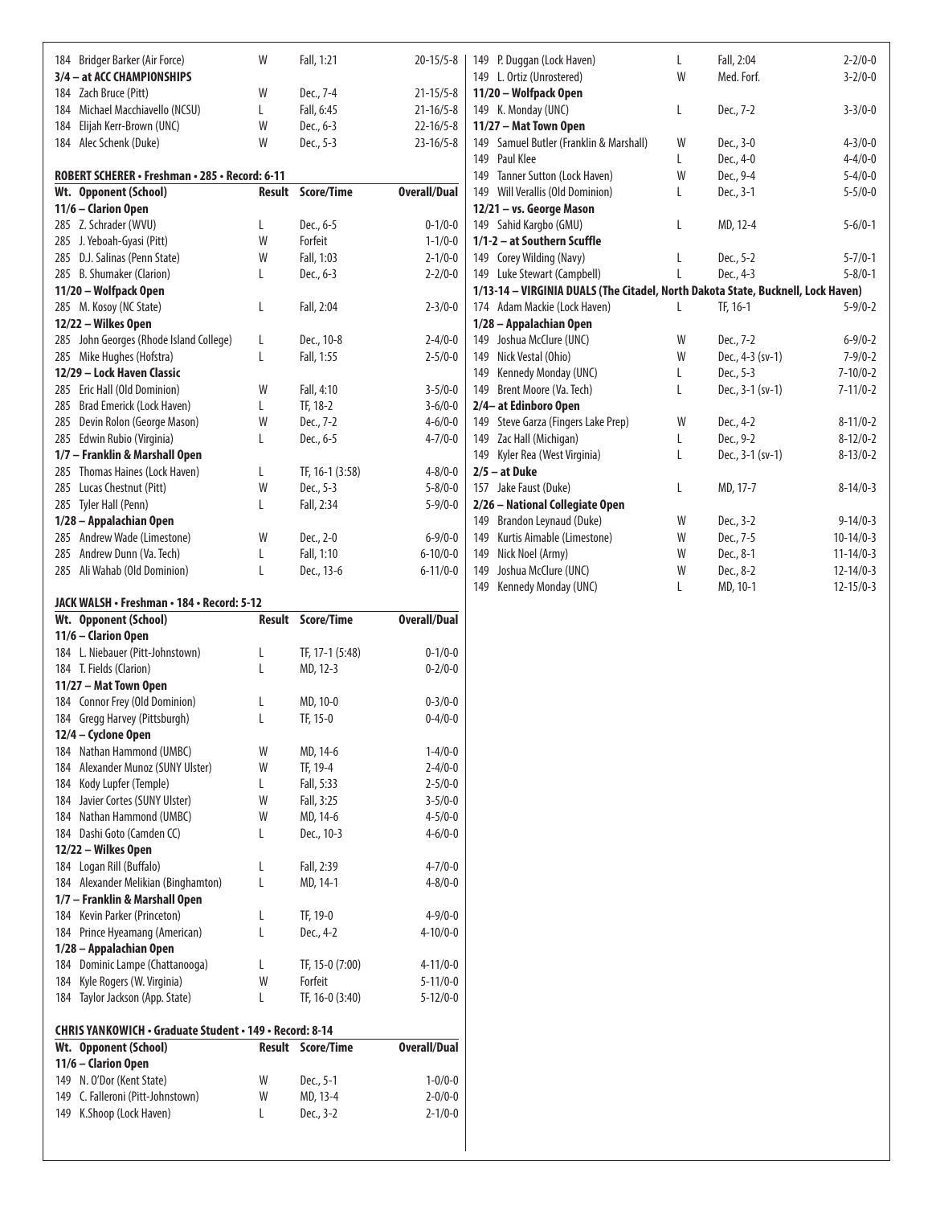| | | | |
|---|---|---|---|
| 184 Bridger Barker (Air Force) | W | Fall, 1:21 | 20-15/5-8 |
| **3/4 – at ACC CHAMPIONSHIPS** | | | |
| 184 Zach Bruce (Pitt) | W | Dec., 7-4 | 21-15/5-8 |
| 184 Michael Macchiavello (NCSU) | L | Fall, 6:45 | 21-16/5-8 |
| 184 Elijah Kerr-Brown (UNC) | W | Dec., 6-3 | 22-16/5-8 |
| 184 Alec Schenk (Duke) | W | Dec., 5-3 | 23-16/5-8 |

**ROBERT SCHERER • Freshman • 285 • Record: 6-11**

| Wt. Opponent (School) | Result | Score/Time | Overall/Dual |
|---|---|---|---|
| **11/6 – Clarion Open** | | | |
| 285 Z. Schrader (WVU) | L | Dec., 6-5 | 0-1/0-0 |
| 285 J. Yeboah-Gyasi (Pitt) | W | Forfeit | 1-1/0-0 |
| 285 D.J. Salinas (Penn State) | W | Fall, 1:03 | 2-1/0-0 |
| 285 B. Shumaker (Clarion) | L | Dec., 6-3 | 2-2/0-0 |
| **11/20 – Wolfpack Open** | | | |
| 285 M. Kosoy (NC State) | L | Fall, 2:04 | 2-3/0-0 |
| **12/22 – Wilkes Open** | | | |
| 285 John Georges (Rhode Island College) | L | Dec., 10-8 | 2-4/0-0 |
| 285 Mike Hughes (Hofstra) | L | Fall, 1:55 | 2-5/0-0 |
| **12/29 – Lock Haven Classic** | | | |
| 285 Eric Hall (Old Dominion) | W | Fall, 4:10 | 3-5/0-0 |
| 285 Brad Emerick (Lock Haven) | L | TF, 18-2 | 3-6/0-0 |
| 285 Devin Rolon (George Mason) | W | Dec., 7-2 | 4-6/0-0 |
| 285 Edwin Rubio (Virginia) | L | Dec., 6-5 | 4-7/0-0 |
| **1/7 – Franklin & Marshall Open** | | | |
| 285 Thomas Haines (Lock Haven) | L | TF, 16-1 (3:58) | 4-8/0-0 |
| 285 Lucas Chestnut (Pitt) | W | Dec., 5-3 | 5-8/0-0 |
| 285 Tyler Hall (Penn) | L | Fall, 2:34 | 5-9/0-0 |
| **1/28 – Appalachian Open** | | | |
| 285 Andrew Wade (Limestone) | W | Dec., 2-0 | 6-9/0-0 |
| 285 Andrew Dunn (Va. Tech) | L | Fall, 1:10 | 6-10/0-0 |
| 285 Ali Wahab (Old Dominion) | L | Dec., 13-6 | 6-11/0-0 |

**JACK WALSH • Freshman • 184 • Record: 5-12**

| Wt. Opponent (School) | Result | Score/Time | Overall/Dual |
|---|---|---|---|
| **11/6 – Clarion Open** | | | |
| 184 L. Niebauer (Pitt-Johnstown) | L | TF, 17-1 (5:48) | 0-1/0-0 |
| 184 T. Fields (Clarion) | L | MD, 12-3 | 0-2/0-0 |
| **11/27 – Mat Town Open** | | | |
| 184 Connor Frey (Old Dominion) | L | MD, 10-0 | 0-3/0-0 |
| 184 Gregg Harvey (Pittsburgh) | L | TF, 15-0 | 0-4/0-0 |
| **12/4 – Cyclone Open** | | | |
| 184 Nathan Hammond (UMBC) | W | MD, 14-6 | 1-4/0-0 |
| 184 Alexander Munoz (SUNY Ulster) | W | TF, 19-4 | 2-4/0-0 |
| 184 Kody Lupfer (Temple) | L | Fall, 5:33 | 2-5/0-0 |
| 184 Javier Cortes (SUNY Ulster) | W | Fall, 3:25 | 3-5/0-0 |
| 184 Nathan Hammond (UMBC) | W | MD, 14-6 | 4-5/0-0 |
| 184 Dashi Goto (Camden CC) | L | Dec., 10-3 | 4-6/0-0 |
| **12/22 – Wilkes Open** | | | |
| 184 Logan Rill (Buffalo) | L | Fall, 2:39 | 4-7/0-0 |
| 184 Alexander Melikian (Binghamton) | L | MD, 14-1 | 4-8/0-0 |
| **1/7 – Franklin & Marshall Open** | | | |
| 184 Kevin Parker (Princeton) | L | TF, 19-0 | 4-9/0-0 |
| 184 Prince Hyeamang (American) | L | Dec., 4-2 | 4-10/0-0 |
| **1/28 – Appalachian Open** | | | |
| 184 Dominic Lampe (Chattanooga) | L | TF, 15-0 (7:00) | 4-11/0-0 |
| 184 Kyle Rogers (W. Virginia) | W | Forfeit | 5-11/0-0 |
| 184 Taylor Jackson (App. State) | L | TF, 16-0 (3:40) | 5-12/0-0 |

**CHRIS YANKOWICH • Graduate Student • 149 • Record: 8-14**

| Wt. Opponent (School) | Result | Score/Time | Overall/Dual |
|---|---|---|---|
| **11/6 – Clarion Open** | | | |
| 149 N. O'Dor (Kent State) | W | Dec., 5-1 | 1-0/0-0 |
| 149 C. Falleroni (Pitt-Johnstown) | W | MD, 13-4 | 2-0/0-0 |
| 149 K.Shoop (Lock Haven) | L | Dec., 3-2 | 2-1/0-0 |
| 149 P. Duggan (Lock Haven) | L | Fall, 2:04 | 2-2/0-0 |
| 149 L. Ortiz (Unrostered) | W | Med. Forf. | 3-2/0-0 |
| **11/20 – Wolfpack Open** | | | |
| 149 K. Monday (UNC) | L | Dec., 7-2 | 3-3/0-0 |
| **11/27 – Mat Town Open** | | | |
| 149 Samuel Butler (Franklin & Marshall) | W | Dec., 3-0 | 4-3/0-0 |
| 149 Paul Klee | L | Dec., 4-0 | 4-4/0-0 |
| 149 Tanner Sutton (Lock Haven) | W | Dec., 9-4 | 5-4/0-0 |
| 149 Will Verallis (Old Dominion) | L | Dec., 3-1 | 5-5/0-0 |
| **12/21 – vs. George Mason** | | | |
| 149 Sahid Kargbo (GMU) | L | MD, 12-4 | 5-6/0-1 |
| **1/1-2 – at Southern Scuffle** | | | |
| 149 Corey Wilding (Navy) | L | Dec., 5-2 | 5-7/0-1 |
| 149 Luke Stewart (Campbell) | L | Dec., 4-3 | 5-8/0-1 |
| **1/13-14 – VIRGINIA DUALS (The Citadel, North Dakota State, Bucknell, Lock Haven)** | | | |
| 174 Adam Mackie (Lock Haven) | L | TF, 16-1 | 5-9/0-2 |
| **1/28 – Appalachian Open** | | | |
| 149 Joshua McClure (UNC) | W | Dec., 7-2 | 6-9/0-2 |
| 149 Nick Vestal (Ohio) | W | Dec., 4-3 (sv-1) | 7-9/0-2 |
| 149 Kennedy Monday (UNC) | L | Dec., 5-3 | 7-10/0-2 |
| 149 Brent Moore (Va. Tech) | L | Dec., 3-1 (sv-1) | 7-11/0-2 |
| **2/4– at Edinboro Open** | | | |
| 149 Steve Garza (Fingers Lake Prep) | W | Dec., 4-2 | 8-11/0-2 |
| 149 Zac Hall (Michigan) | L | Dec., 9-2 | 8-12/0-2 |
| 149 Kyler Rea (West Virginia) | L | Dec., 3-1 (sv-1) | 8-13/0-2 |
| **2/5 – at Duke** | | | |
| 157 Jake Faust (Duke) | L | MD, 17-7 | 8-14/0-3 |
| **2/26 – National Collegiate Open** | | | |
| 149 Brandon Leynaud (Duke) | W | Dec., 3-2 | 9-14/0-3 |
| 149 Kurtis Aimable (Limestone) | W | Dec., 7-5 | 10-14/0-3 |
| 149 Nick Noel (Army) | W | Dec., 8-1 | 11-14/0-3 |
| 149 Joshua McClure (UNC) | W | Dec., 8-2 | 12-14/0-3 |
| 149 Kennedy Monday (UNC) | L | MD, 10-1 | 12-15/0-3 |